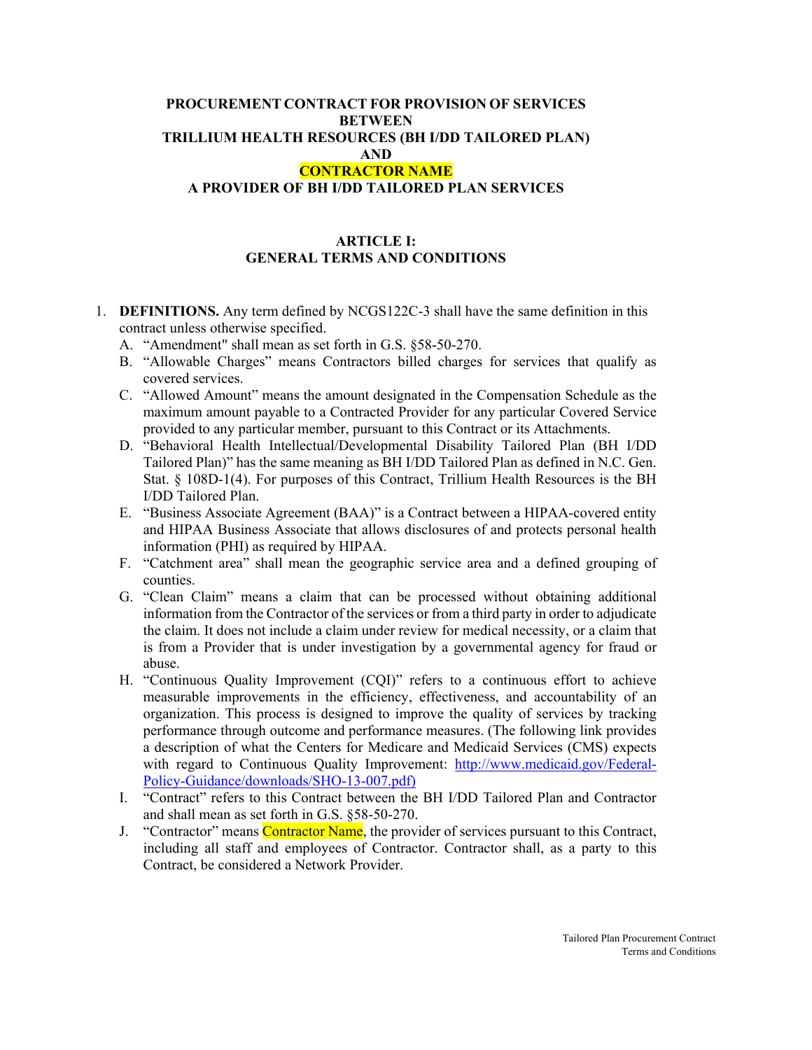**PROCUREMENT CONTRACT FOR PROVISION OF SERVICES**
**BETWEEN**
**TRILLIUM HEALTH RESOURCES (BH I/DD TAILORED PLAN)**
**AND**
**CONTRACTOR NAME**
**A PROVIDER OF BH I/DD TAILORED PLAN SERVICES**

# ARTICLE I:
# GENERAL TERMS AND CONDITIONS

1. **DEFINITIONS.** Any term defined by NCGS122C-3 shall have the same definition in this contract unless otherwise specified.
   A. "Amendment" shall mean as set forth in G.S. §58-50-270.
   B. "Allowable Charges" means Contractors billed charges for services that qualify as covered services.
   C. "Allowed Amount" means the amount designated in the Compensation Schedule as the maximum amount payable to a Contracted Provider for any particular Covered Service provided to any particular member, pursuant to this Contract or its Attachments.
   D. "Behavioral Health Intellectual/Developmental Disability Tailored Plan (BH I/DD Tailored Plan)" has the same meaning as BH I/DD Tailored Plan as defined in N.C. Gen. Stat. § 108D-1(4). For purposes of this Contract, Trillium Health Resources is the BH I/DD Tailored Plan.
   E. "Business Associate Agreement (BAA)" is a Contract between a HIPAA-covered entity and HIPAA Business Associate that allows disclosures of and protects personal health information (PHI) as required by HIPAA.
   F. "Catchment area" shall mean the geographic service area and a defined grouping of counties.
   G. "Clean Claim" means a claim that can be processed without obtaining additional information from the Contractor of the services or from a third party in order to adjudicate the claim. It does not include a claim under review for medical necessity, or a claim that is from a Provider that is under investigation by a governmental agency for fraud or abuse.
   H. "Continuous Quality Improvement (CQI)" refers to a continuous effort to achieve measurable improvements in the efficiency, effectiveness, and accountability of an organization. This process is designed to improve the quality of services by tracking performance through outcome and performance measures. (The following link provides a description of what the Centers for Medicare and Medicaid Services (CMS) expects with regard to Continuous Quality Improvement: http://www.medicaid.gov/Federal-Policy-Guidance/downloads/SHO-13-007.pdf)
   I. "Contract" refers to this Contract between the BH I/DD Tailored Plan and Contractor and shall mean as set forth in G.S. §58-50-270.
   J. "Contractor" means Contractor Name, the provider of services pursuant to this Contract, including all staff and employees of Contractor. Contractor shall, as a party to this Contract, be considered a Network Provider.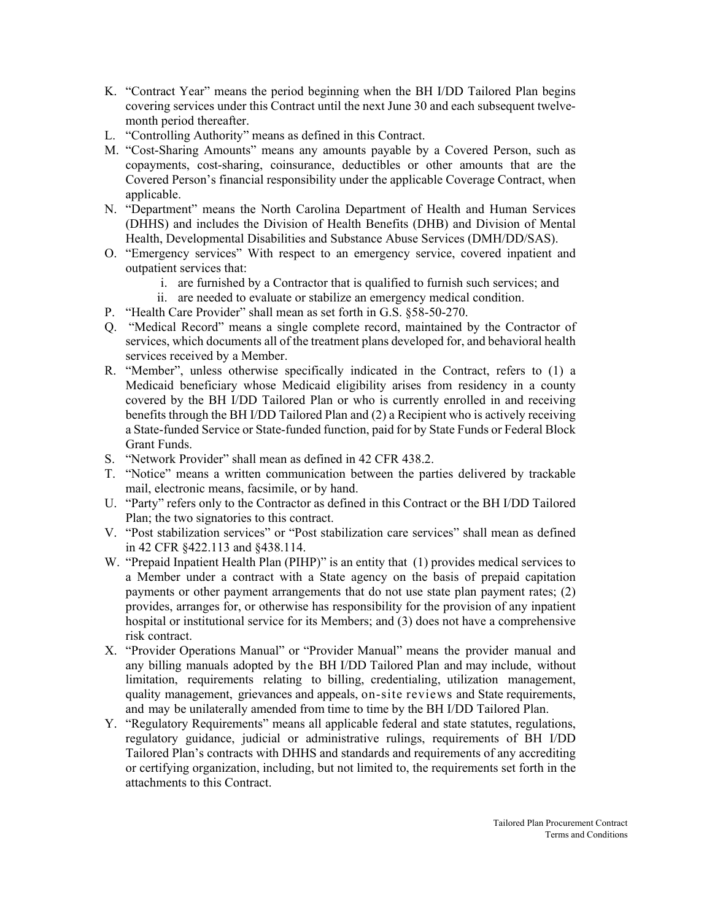K. "Contract Year" means the period beginning when the BH I/DD Tailored Plan begins covering services under this Contract until the next June 30 and each subsequent twelve-month period thereafter.

L. "Controlling Authority" means as defined in this Contract.

M. "Cost-Sharing Amounts" means any amounts payable by a Covered Person, such as copayments, cost-sharing, coinsurance, deductibles or other amounts that are the Covered Person's financial responsibility under the applicable Coverage Contract, when applicable.

N. "Department" means the North Carolina Department of Health and Human Services (DHHS) and includes the Division of Health Benefits (DHB) and Division of Mental Health, Developmental Disabilities and Substance Abuse Services (DMH/DD/SAS).

O. "Emergency services" With respect to an emergency service, covered inpatient and outpatient services that:

   i. are furnished by a Contractor that is qualified to furnish such services; and
   ii. are needed to evaluate or stabilize an emergency medical condition.

P. "Health Care Provider" shall mean as set forth in G.S. §58-50-270.

Q. "Medical Record" means a single complete record, maintained by the Contractor of services, which documents all of the treatment plans developed for, and behavioral health services received by a Member.

R. "Member", unless otherwise specifically indicated in the Contract, refers to (1) a Medicaid beneficiary whose Medicaid eligibility arises from residency in a county covered by the BH I/DD Tailored Plan or who is currently enrolled in and receiving benefits through the BH I/DD Tailored Plan and (2) a Recipient who is actively receiving a State-funded Service or State-funded function, paid for by State Funds or Federal Block Grant Funds.

S. "Network Provider" shall mean as defined in 42 CFR 438.2.

T. "Notice" means a written communication between the parties delivered by trackable mail, electronic means, facsimile, or by hand.

U. "Party" refers only to the Contractor as defined in this Contract or the BH I/DD Tailored Plan; the two signatories to this contract.

V. "Post stabilization services" or "Post stabilization care services" shall mean as defined in 42 CFR §422.113 and §438.114.

W. "Prepaid Inpatient Health Plan (PIHP)" is an entity that (1) provides medical services to a Member under a contract with a State agency on the basis of prepaid capitation payments or other payment arrangements that do not use state plan payment rates; (2) provides, arranges for, or otherwise has responsibility for the provision of any inpatient hospital or institutional service for its Members; and (3) does not have a comprehensive risk contract.

X. "Provider Operations Manual" or "Provider Manual" means the provider manual and any billing manuals adopted by the BH I/DD Tailored Plan and may include, without limitation, requirements relating to billing, credentialing, utilization management, quality management, grievances and appeals, on-site reviews and State requirements, and may be unilaterally amended from time to time by the BH I/DD Tailored Plan.

Y. "Regulatory Requirements" means all applicable federal and state statutes, regulations, regulatory guidance, judicial or administrative rulings, requirements of BH I/DD Tailored Plan's contracts with DHHS and standards and requirements of any accrediting or certifying organization, including, but not limited to, the requirements set forth in the attachments to this Contract.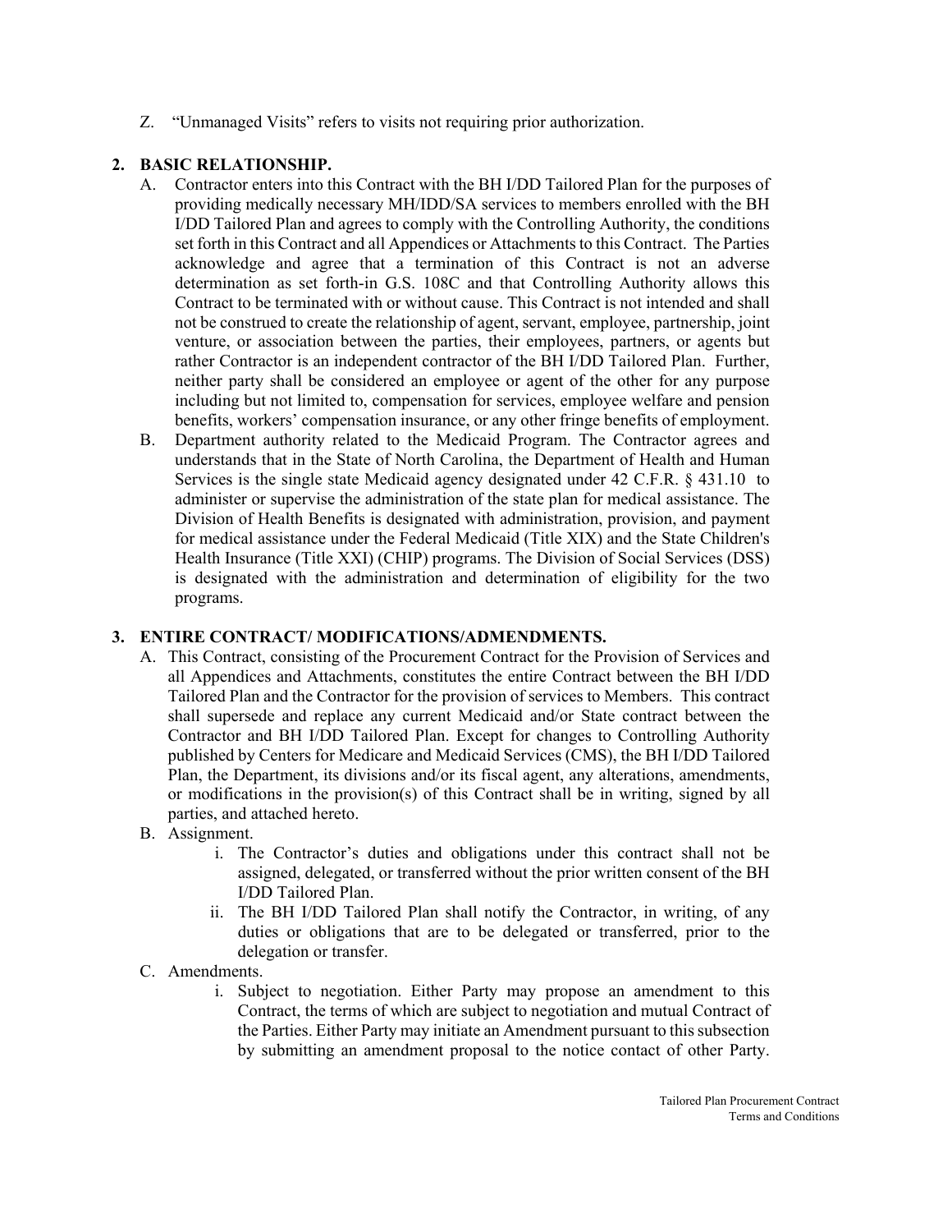Z. "Unmanaged Visits" refers to visits not requiring prior authorization.

## 2. BASIC RELATIONSHIP.

A. Contractor enters into this Contract with the BH I/DD Tailored Plan for the purposes of providing medically necessary MH/IDD/SA services to members enrolled with the BH I/DD Tailored Plan and agrees to comply with the Controlling Authority, the conditions set forth in this Contract and all Appendices or Attachments to this Contract. The Parties acknowledge and agree that a termination of this Contract is not an adverse determination as set forth-in G.S. 108C and that Controlling Authority allows this Contract to be terminated with or without cause. This Contract is not intended and shall not be construed to create the relationship of agent, servant, employee, partnership, joint venture, or association between the parties, their employees, partners, or agents but rather Contractor is an independent contractor of the BH I/DD Tailored Plan. Further, neither party shall be considered an employee or agent of the other for any purpose including but not limited to, compensation for services, employee welfare and pension benefits, workers' compensation insurance, or any other fringe benefits of employment.

B. Department authority related to the Medicaid Program. The Contractor agrees and understands that in the State of North Carolina, the Department of Health and Human Services is the single state Medicaid agency designated under 42 C.F.R. § 431.10 to administer or supervise the administration of the state plan for medical assistance. The Division of Health Benefits is designated with administration, provision, and payment for medical assistance under the Federal Medicaid (Title XIX) and the State Children's Health Insurance (Title XXI) (CHIP) programs. The Division of Social Services (DSS) is designated with the administration and determination of eligibility for the two programs.

## 3. ENTIRE CONTRACT/ MODIFICATIONS/ADMENDMENTS.

A. This Contract, consisting of the Procurement Contract for the Provision of Services and all Appendices and Attachments, constitutes the entire Contract between the BH I/DD Tailored Plan and the Contractor for the provision of services to Members. This contract shall supersede and replace any current Medicaid and/or State contract between the Contractor and BH I/DD Tailored Plan. Except for changes to Controlling Authority published by Centers for Medicare and Medicaid Services (CMS), the BH I/DD Tailored Plan, the Department, its divisions and/or its fiscal agent, any alterations, amendments, or modifications in the provision(s) of this Contract shall be in writing, signed by all parties, and attached hereto.

B. Assignment.

   i. The Contractor's duties and obligations under this contract shall not be assigned, delegated, or transferred without the prior written consent of the BH I/DD Tailored Plan.

   ii. The BH I/DD Tailored Plan shall notify the Contractor, in writing, of any duties or obligations that are to be delegated or transferred, prior to the delegation or transfer.

C. Amendments.

   i. Subject to negotiation. Either Party may propose an amendment to this Contract, the terms of which are subject to negotiation and mutual Contract of the Parties. Either Party may initiate an Amendment pursuant to this subsection by submitting an amendment proposal to the notice contact of other Party.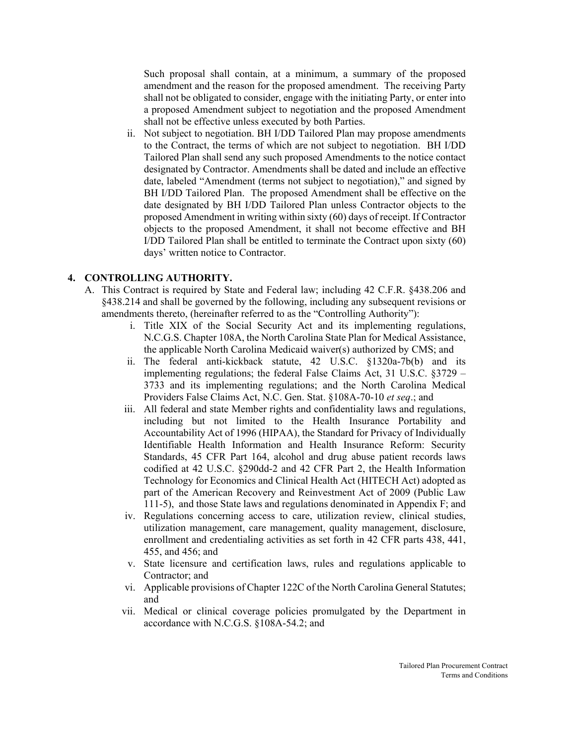Such proposal shall contain, at a minimum, a summary of the proposed amendment and the reason for the proposed amendment. The receiving Party shall not be obligated to consider, engage with the initiating Party, or enter into a proposed Amendment subject to negotiation and the proposed Amendment shall not be effective unless executed by both Parties.

ii. Not subject to negotiation. BH I/DD Tailored Plan may propose amendments to the Contract, the terms of which are not subject to negotiation. BH I/DD Tailored Plan shall send any such proposed Amendments to the notice contact designated by Contractor. Amendments shall be dated and include an effective date, labeled "Amendment (terms not subject to negotiation)," and signed by BH I/DD Tailored Plan. The proposed Amendment shall be effective on the date designated by BH I/DD Tailored Plan unless Contractor objects to the proposed Amendment in writing within sixty (60) days of receipt. If Contractor objects to the proposed Amendment, it shall not become effective and BH I/DD Tailored Plan shall be entitled to terminate the Contract upon sixty (60) days' written notice to Contractor.

## 4. CONTROLLING AUTHORITY.

A. This Contract is required by State and Federal law; including 42 C.F.R. §438.206 and §438.214 and shall be governed by the following, including any subsequent revisions or amendments thereto, (hereinafter referred to as the "Controlling Authority"):

i. Title XIX of the Social Security Act and its implementing regulations, N.C.G.S. Chapter 108A, the North Carolina State Plan for Medical Assistance, the applicable North Carolina Medicaid waiver(s) authorized by CMS; and

ii. The federal anti-kickback statute, 42 U.S.C. §1320a-7b(b) and its implementing regulations; the federal False Claims Act, 31 U.S.C. §3729 – 3733 and its implementing regulations; and the North Carolina Medical Providers False Claims Act, N.C. Gen. Stat. §108A-70-10 *et seq*.; and

iii. All federal and state Member rights and confidentiality laws and regulations, including but not limited to the Health Insurance Portability and Accountability Act of 1996 (HIPAA), the Standard for Privacy of Individually Identifiable Health Information and Health Insurance Reform: Security Standards, 45 CFR Part 164, alcohol and drug abuse patient records laws codified at 42 U.S.C. §290dd-2 and 42 CFR Part 2, the Health Information Technology for Economics and Clinical Health Act (HITECH Act) adopted as part of the American Recovery and Reinvestment Act of 2009 (Public Law 111-5), and those State laws and regulations denominated in Appendix F; and

iv. Regulations concerning access to care, utilization review, clinical studies, utilization management, care management, quality management, disclosure, enrollment and credentialing activities as set forth in 42 CFR parts 438, 441, 455, and 456; and

v. State licensure and certification laws, rules and regulations applicable to Contractor; and

vi. Applicable provisions of Chapter 122C of the North Carolina General Statutes; and

vii. Medical or clinical coverage policies promulgated by the Department in accordance with N.C.G.S. §108A-54.2; and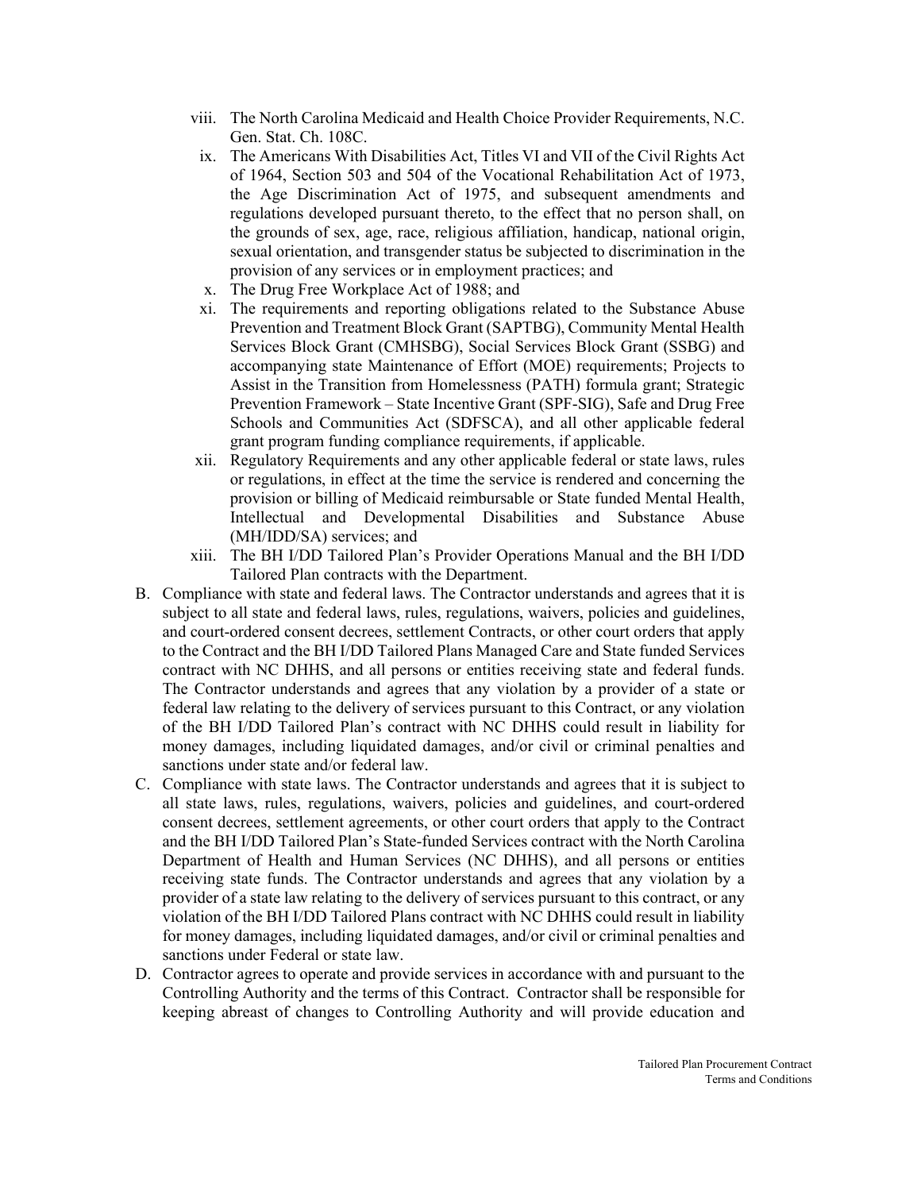viii. The North Carolina Medicaid and Health Choice Provider Requirements, N.C. Gen. Stat. Ch. 108C.

ix. The Americans With Disabilities Act, Titles VI and VII of the Civil Rights Act of 1964, Section 503 and 504 of the Vocational Rehabilitation Act of 1973, the Age Discrimination Act of 1975, and subsequent amendments and regulations developed pursuant thereto, to the effect that no person shall, on the grounds of sex, age, race, religious affiliation, handicap, national origin, sexual orientation, and transgender status be subjected to discrimination in the provision of any services or in employment practices; and

x. The Drug Free Workplace Act of 1988; and

xi. The requirements and reporting obligations related to the Substance Abuse Prevention and Treatment Block Grant (SAPTBG), Community Mental Health Services Block Grant (CMHSBG), Social Services Block Grant (SSBG) and accompanying state Maintenance of Effort (MOE) requirements; Projects to Assist in the Transition from Homelessness (PATH) formula grant; Strategic Prevention Framework – State Incentive Grant (SPF-SIG), Safe and Drug Free Schools and Communities Act (SDFSCA), and all other applicable federal grant program funding compliance requirements, if applicable.

xii. Regulatory Requirements and any other applicable federal or state laws, rules or regulations, in effect at the time the service is rendered and concerning the provision or billing of Medicaid reimbursable or State funded Mental Health, Intellectual and Developmental Disabilities and Substance Abuse (MH/IDD/SA) services; and

xiii. The BH I/DD Tailored Plan's Provider Operations Manual and the BH I/DD Tailored Plan contracts with the Department.

B. Compliance with state and federal laws. The Contractor understands and agrees that it is subject to all state and federal laws, rules, regulations, waivers, policies and guidelines, and court-ordered consent decrees, settlement Contracts, or other court orders that apply to the Contract and the BH I/DD Tailored Plans Managed Care and State funded Services contract with NC DHHS, and all persons or entities receiving state and federal funds. The Contractor understands and agrees that any violation by a provider of a state or federal law relating to the delivery of services pursuant to this Contract, or any violation of the BH I/DD Tailored Plan's contract with NC DHHS could result in liability for money damages, including liquidated damages, and/or civil or criminal penalties and sanctions under state and/or federal law.

C. Compliance with state laws. The Contractor understands and agrees that it is subject to all state laws, rules, regulations, waivers, policies and guidelines, and court-ordered consent decrees, settlement agreements, or other court orders that apply to the Contract and the BH I/DD Tailored Plan's State-funded Services contract with the North Carolina Department of Health and Human Services (NC DHHS), and all persons or entities receiving state funds. The Contractor understands and agrees that any violation by a provider of a state law relating to the delivery of services pursuant to this contract, or any violation of the BH I/DD Tailored Plans contract with NC DHHS could result in liability for money damages, including liquidated damages, and/or civil or criminal penalties and sanctions under Federal or state law.

D. Contractor agrees to operate and provide services in accordance with and pursuant to the Controlling Authority and the terms of this Contract. Contractor shall be responsible for keeping abreast of changes to Controlling Authority and will provide education and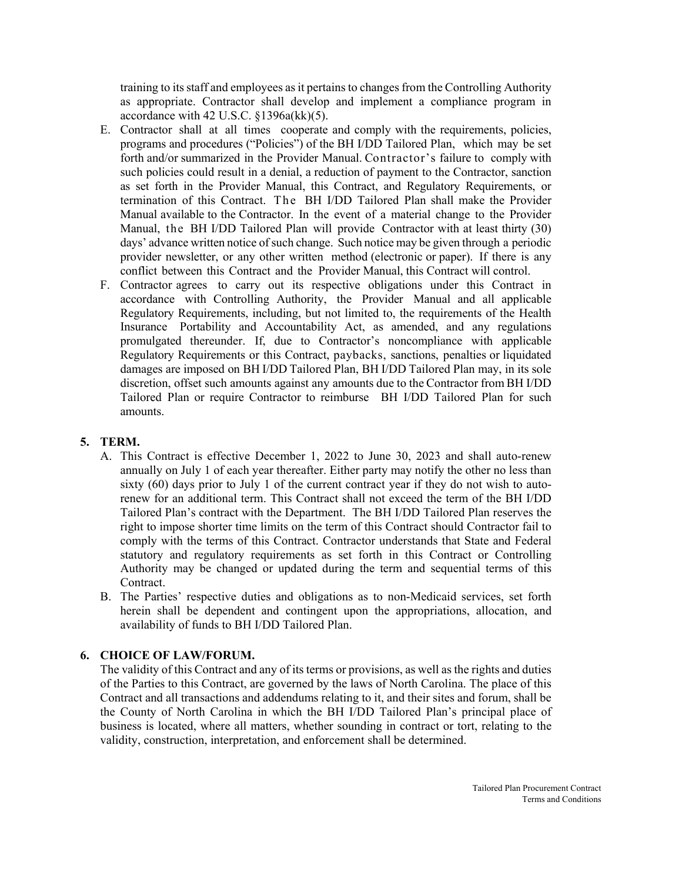training to its staff and employees as it pertains to changes from the Controlling Authority as appropriate. Contractor shall develop and implement a compliance program in accordance with 42 U.S.C. §1396a(kk)(5).

E. Contractor shall at all times cooperate and comply with the requirements, policies, programs and procedures ("Policies") of the BH I/DD Tailored Plan, which may be set forth and/or summarized in the Provider Manual. Contractor's failure to comply with such policies could result in a denial, a reduction of payment to the Contractor, sanction as set forth in the Provider Manual, this Contract, and Regulatory Requirements, or termination of this Contract. The BH I/DD Tailored Plan shall make the Provider Manual available to the Contractor. In the event of a material change to the Provider Manual, the BH I/DD Tailored Plan will provide Contractor with at least thirty (30) days' advance written notice of such change. Such notice may be given through a periodic provider newsletter, or any other written method (electronic or paper). If there is any conflict between this Contract and the Provider Manual, this Contract will control.

F. Contractor agrees to carry out its respective obligations under this Contract in accordance with Controlling Authority, the Provider Manual and all applicable Regulatory Requirements, including, but not limited to, the requirements of the Health Insurance Portability and Accountability Act, as amended, and any regulations promulgated thereunder. If, due to Contractor's noncompliance with applicable Regulatory Requirements or this Contract, paybacks, sanctions, penalties or liquidated damages are imposed on BH I/DD Tailored Plan, BH I/DD Tailored Plan may, in its sole discretion, offset such amounts against any amounts due to the Contractor from BH I/DD Tailored Plan or require Contractor to reimburse BH I/DD Tailored Plan for such amounts.

## 5. TERM.

A. This Contract is effective December 1, 2022 to June 30, 2023 and shall auto-renew annually on July 1 of each year thereafter. Either party may notify the other no less than sixty (60) days prior to July 1 of the current contract year if they do not wish to auto-renew for an additional term. This Contract shall not exceed the term of the BH I/DD Tailored Plan's contract with the Department. The BH I/DD Tailored Plan reserves the right to impose shorter time limits on the term of this Contract should Contractor fail to comply with the terms of this Contract. Contractor understands that State and Federal statutory and regulatory requirements as set forth in this Contract or Controlling Authority may be changed or updated during the term and sequential terms of this Contract.

B. The Parties' respective duties and obligations as to non-Medicaid services, set forth herein shall be dependent and contingent upon the appropriations, allocation, and availability of funds to BH I/DD Tailored Plan.

## 6. CHOICE OF LAW/FORUM.

The validity of this Contract and any of its terms or provisions, as well as the rights and duties of the Parties to this Contract, are governed by the laws of North Carolina. The place of this Contract and all transactions and addendums relating to it, and their sites and forum, shall be the County of North Carolina in which the BH I/DD Tailored Plan's principal place of business is located, where all matters, whether sounding in contract or tort, relating to the validity, construction, interpretation, and enforcement shall be determined.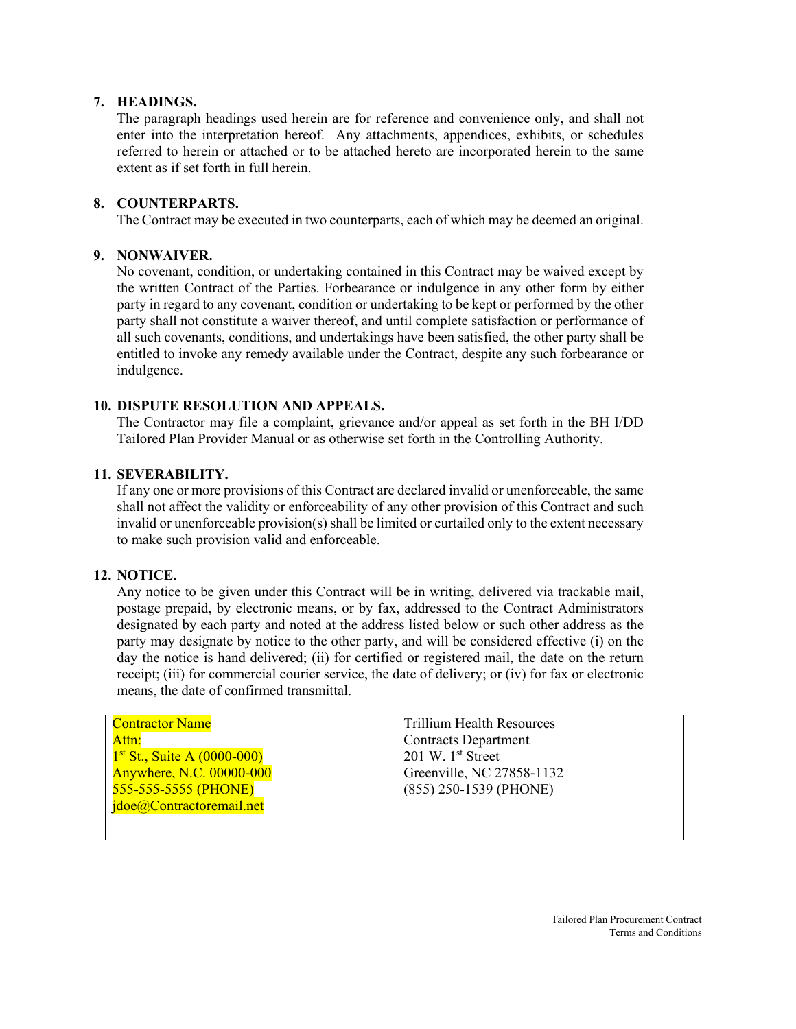**7. HEADINGS.**

The paragraph headings used herein are for reference and convenience only, and shall not enter into the interpretation hereof. Any attachments, appendices, exhibits, or schedules referred to herein or attached or to be attached hereto are incorporated herein to the same extent as if set forth in full herein.

**8. COUNTERPARTS.**

The Contract may be executed in two counterparts, each of which may be deemed an original.

**9. NONWAIVER.**

No covenant, condition, or undertaking contained in this Contract may be waived except by the written Contract of the Parties. Forbearance or indulgence in any other form by either party in regard to any covenant, condition or undertaking to be kept or performed by the other party shall not constitute a waiver thereof, and until complete satisfaction or performance of all such covenants, conditions, and undertakings have been satisfied, the other party shall be entitled to invoke any remedy available under the Contract, despite any such forbearance or indulgence.

**10. DISPUTE RESOLUTION AND APPEALS.**

The Contractor may file a complaint, grievance and/or appeal as set forth in the BH I/DD Tailored Plan Provider Manual or as otherwise set forth in the Controlling Authority.

**11. SEVERABILITY.**

If any one or more provisions of this Contract are declared invalid or unenforceable, the same shall not affect the validity or enforceability of any other provision of this Contract and such invalid or unenforceable provision(s) shall be limited or curtailed only to the extent necessary to make such provision valid and enforceable.

**12. NOTICE.**

Any notice to be given under this Contract will be in writing, delivered via trackable mail, postage prepaid, by electronic means, or by fax, addressed to the Contract Administrators designated by each party and noted at the address listed below or such other address as the party may designate by notice to the other party, and will be considered effective (i) on the day the notice is hand delivered; (ii) for certified or registered mail, the date on the return receipt; (iii) for commercial courier service, the date of delivery; or (iv) for fax or electronic means, the date of confirmed transmittal.

| | |
|---|---|
| Contractor Name<br>Attn:<br>1st St., Suite A (0000-000)<br>Anywhere, N.C. 00000-000<br>555-555-5555 (PHONE)<br>jdoe@Contractoremail.net | Trillium Health Resources<br>Contracts Department<br>201 W. 1st Street<br>Greenville, NC 27858-1132<br>(855) 250-1539 (PHONE) |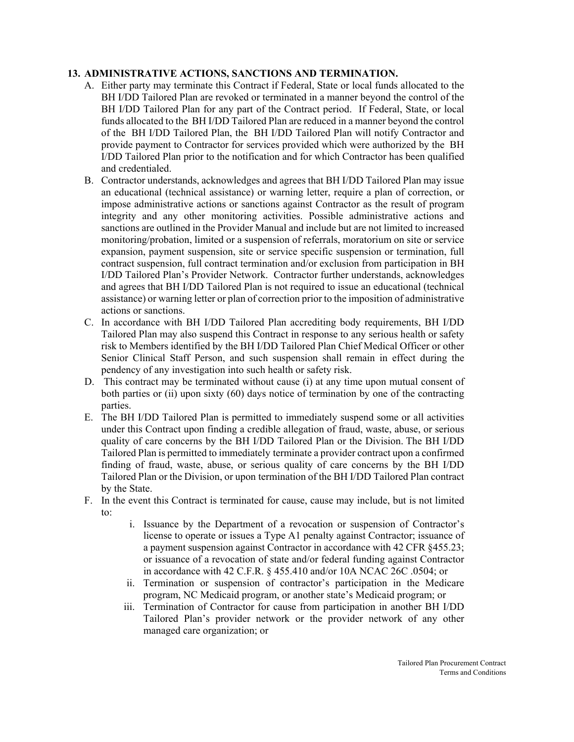## 13. ADMINISTRATIVE ACTIONS, SANCTIONS AND TERMINATION.

A. Either party may terminate this Contract if Federal, State or local funds allocated to the BH I/DD Tailored Plan are revoked or terminated in a manner beyond the control of the BH I/DD Tailored Plan for any part of the Contract period. If Federal, State, or local funds allocated to the BH I/DD Tailored Plan are reduced in a manner beyond the control of the BH I/DD Tailored Plan, the BH I/DD Tailored Plan will notify Contractor and provide payment to Contractor for services provided which were authorized by the BH I/DD Tailored Plan prior to the notification and for which Contractor has been qualified and credentialed.

B. Contractor understands, acknowledges and agrees that BH I/DD Tailored Plan may issue an educational (technical assistance) or warning letter, require a plan of correction, or impose administrative actions or sanctions against Contractor as the result of program integrity and any other monitoring activities. Possible administrative actions and sanctions are outlined in the Provider Manual and include but are not limited to increased monitoring/probation, limited or a suspension of referrals, moratorium on site or service expansion, payment suspension, site or service specific suspension or termination, full contract suspension, full contract termination and/or exclusion from participation in BH I/DD Tailored Plan's Provider Network. Contractor further understands, acknowledges and agrees that BH I/DD Tailored Plan is not required to issue an educational (technical assistance) or warning letter or plan of correction prior to the imposition of administrative actions or sanctions.

C. In accordance with BH I/DD Tailored Plan accrediting body requirements, BH I/DD Tailored Plan may also suspend this Contract in response to any serious health or safety risk to Members identified by the BH I/DD Tailored Plan Chief Medical Officer or other Senior Clinical Staff Person, and such suspension shall remain in effect during the pendency of any investigation into such health or safety risk.

D. This contract may be terminated without cause (i) at any time upon mutual consent of both parties or (ii) upon sixty (60) days notice of termination by one of the contracting parties.

E. The BH I/DD Tailored Plan is permitted to immediately suspend some or all activities under this Contract upon finding a credible allegation of fraud, waste, abuse, or serious quality of care concerns by the BH I/DD Tailored Plan or the Division. The BH I/DD Tailored Plan is permitted to immediately terminate a provider contract upon a confirmed finding of fraud, waste, abuse, or serious quality of care concerns by the BH I/DD Tailored Plan or the Division, or upon termination of the BH I/DD Tailored Plan contract by the State.

F. In the event this Contract is terminated for cause, cause may include, but is not limited to:

   i. Issuance by the Department of a revocation or suspension of Contractor's license to operate or issues a Type A1 penalty against Contractor; issuance of a payment suspension against Contractor in accordance with 42 CFR §455.23; or issuance of a revocation of state and/or federal funding against Contractor in accordance with 42 C.F.R. § 455.410 and/or 10A NCAC 26C .0504; or

   ii. Termination or suspension of contractor's participation in the Medicare program, NC Medicaid program, or another state's Medicaid program; or

   iii. Termination of Contractor for cause from participation in another BH I/DD Tailored Plan's provider network or the provider network of any other managed care organization; or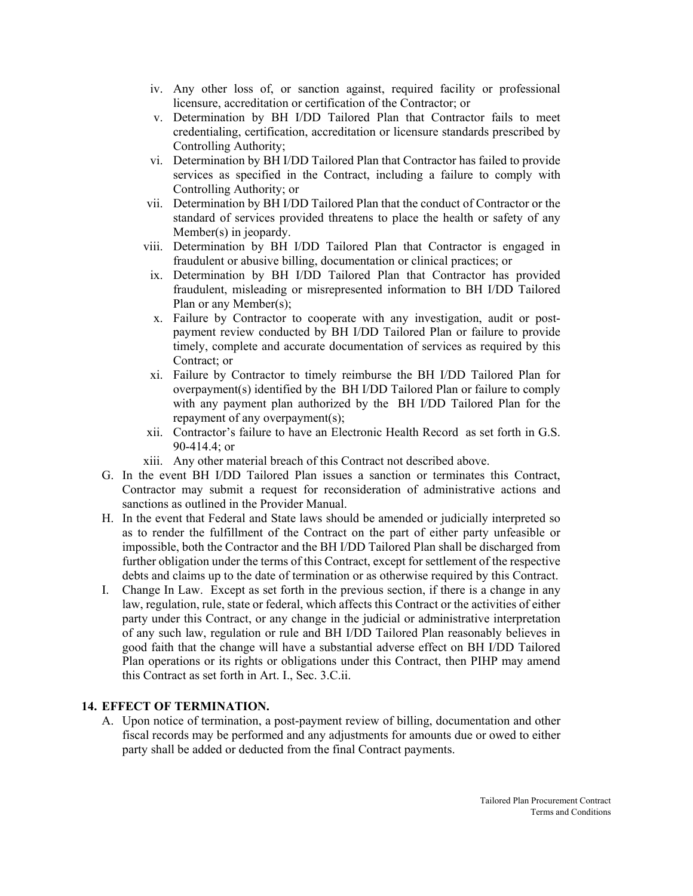iv. Any other loss of, or sanction against, required facility or professional licensure, accreditation or certification of the Contractor; or
v. Determination by BH I/DD Tailored Plan that Contractor fails to meet credentialing, certification, accreditation or licensure standards prescribed by Controlling Authority;
vi. Determination by BH I/DD Tailored Plan that Contractor has failed to provide services as specified in the Contract, including a failure to comply with Controlling Authority; or
vii. Determination by BH I/DD Tailored Plan that the conduct of Contractor or the standard of services provided threatens to place the health or safety of any Member(s) in jeopardy.
viii. Determination by BH I/DD Tailored Plan that Contractor is engaged in fraudulent or abusive billing, documentation or clinical practices; or
ix. Determination by BH I/DD Tailored Plan that Contractor has provided fraudulent, misleading or misrepresented information to BH I/DD Tailored Plan or any Member(s);
x. Failure by Contractor to cooperate with any investigation, audit or post-payment review conducted by BH I/DD Tailored Plan or failure to provide timely, complete and accurate documentation of services as required by this Contract; or
xi. Failure by Contractor to timely reimburse the BH I/DD Tailored Plan for overpayment(s) identified by the BH I/DD Tailored Plan or failure to comply with any payment plan authorized by the BH I/DD Tailored Plan for the repayment of any overpayment(s);
xii. Contractor's failure to have an Electronic Health Record as set forth in G.S. 90-414.4; or
xiii. Any other material breach of this Contract not described above.

G. In the event BH I/DD Tailored Plan issues a sanction or terminates this Contract, Contractor may submit a request for reconsideration of administrative actions and sanctions as outlined in the Provider Manual.

H. In the event that Federal and State laws should be amended or judicially interpreted so as to render the fulfillment of the Contract on the part of either party unfeasible or impossible, both the Contractor and the BH I/DD Tailored Plan shall be discharged from further obligation under the terms of this Contract, except for settlement of the respective debts and claims up to the date of termination or as otherwise required by this Contract.

I. Change In Law. Except as set forth in the previous section, if there is a change in any law, regulation, rule, state or federal, which affects this Contract or the activities of either party under this Contract, or any change in the judicial or administrative interpretation of any such law, regulation or rule and BH I/DD Tailored Plan reasonably believes in good faith that the change will have a substantial adverse effect on BH I/DD Tailored Plan operations or its rights or obligations under this Contract, then PIHP may amend this Contract as set forth in Art. I., Sec. 3.C.ii.

## 14. EFFECT OF TERMINATION.

A. Upon notice of termination, a post-payment review of billing, documentation and other fiscal records may be performed and any adjustments for amounts due or owed to either party shall be added or deducted from the final Contract payments.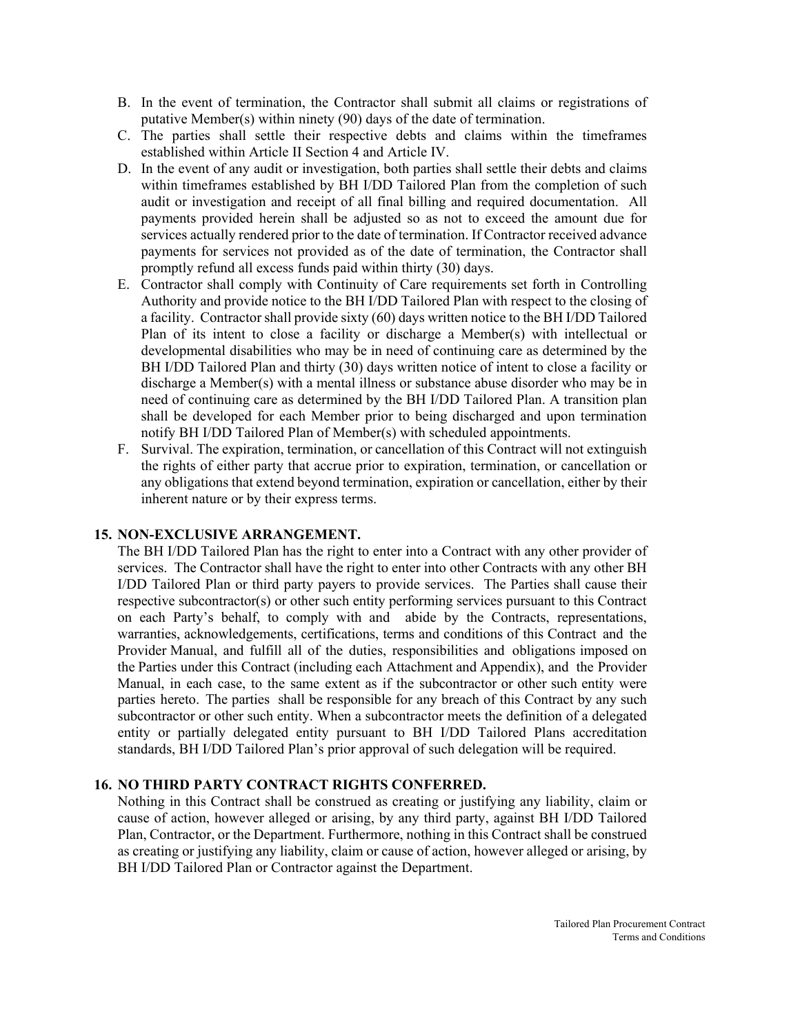B. In the event of termination, the Contractor shall submit all claims or registrations of putative Member(s) within ninety (90) days of the date of termination.

C. The parties shall settle their respective debts and claims within the timeframes established within Article II Section 4 and Article IV.

D. In the event of any audit or investigation, both parties shall settle their debts and claims within timeframes established by BH I/DD Tailored Plan from the completion of such audit or investigation and receipt of all final billing and required documentation. All payments provided herein shall be adjusted so as not to exceed the amount due for services actually rendered prior to the date of termination. If Contractor received advance payments for services not provided as of the date of termination, the Contractor shall promptly refund all excess funds paid within thirty (30) days.

E. Contractor shall comply with Continuity of Care requirements set forth in Controlling Authority and provide notice to the BH I/DD Tailored Plan with respect to the closing of a facility. Contractor shall provide sixty (60) days written notice to the BH I/DD Tailored Plan of its intent to close a facility or discharge a Member(s) with intellectual or developmental disabilities who may be in need of continuing care as determined by the BH I/DD Tailored Plan and thirty (30) days written notice of intent to close a facility or discharge a Member(s) with a mental illness or substance abuse disorder who may be in need of continuing care as determined by the BH I/DD Tailored Plan. A transition plan shall be developed for each Member prior to being discharged and upon termination notify BH I/DD Tailored Plan of Member(s) with scheduled appointments.

F. Survival. The expiration, termination, or cancellation of this Contract will not extinguish the rights of either party that accrue prior to expiration, termination, or cancellation or any obligations that extend beyond termination, expiration or cancellation, either by their inherent nature or by their express terms.

**15. NON-EXCLUSIVE ARRANGEMENT.**

The BH I/DD Tailored Plan has the right to enter into a Contract with any other provider of services. The Contractor shall have the right to enter into other Contracts with any other BH I/DD Tailored Plan or third party payers to provide services. The Parties shall cause their respective subcontractor(s) or other such entity performing services pursuant to this Contract on each Party's behalf, to comply with and abide by the Contracts, representations, warranties, acknowledgements, certifications, terms and conditions of this Contract and the Provider Manual, and fulfill all of the duties, responsibilities and obligations imposed on the Parties under this Contract (including each Attachment and Appendix), and the Provider Manual, in each case, to the same extent as if the subcontractor or other such entity were parties hereto. The parties shall be responsible for any breach of this Contract by any such subcontractor or other such entity. When a subcontractor meets the definition of a delegated entity or partially delegated entity pursuant to BH I/DD Tailored Plans accreditation standards, BH I/DD Tailored Plan's prior approval of such delegation will be required.

**16. NO THIRD PARTY CONTRACT RIGHTS CONFERRED.**

Nothing in this Contract shall be construed as creating or justifying any liability, claim or cause of action, however alleged or arising, by any third party, against BH I/DD Tailored Plan, Contractor, or the Department. Furthermore, nothing in this Contract shall be construed as creating or justifying any liability, claim or cause of action, however alleged or arising, by BH I/DD Tailored Plan or Contractor against the Department.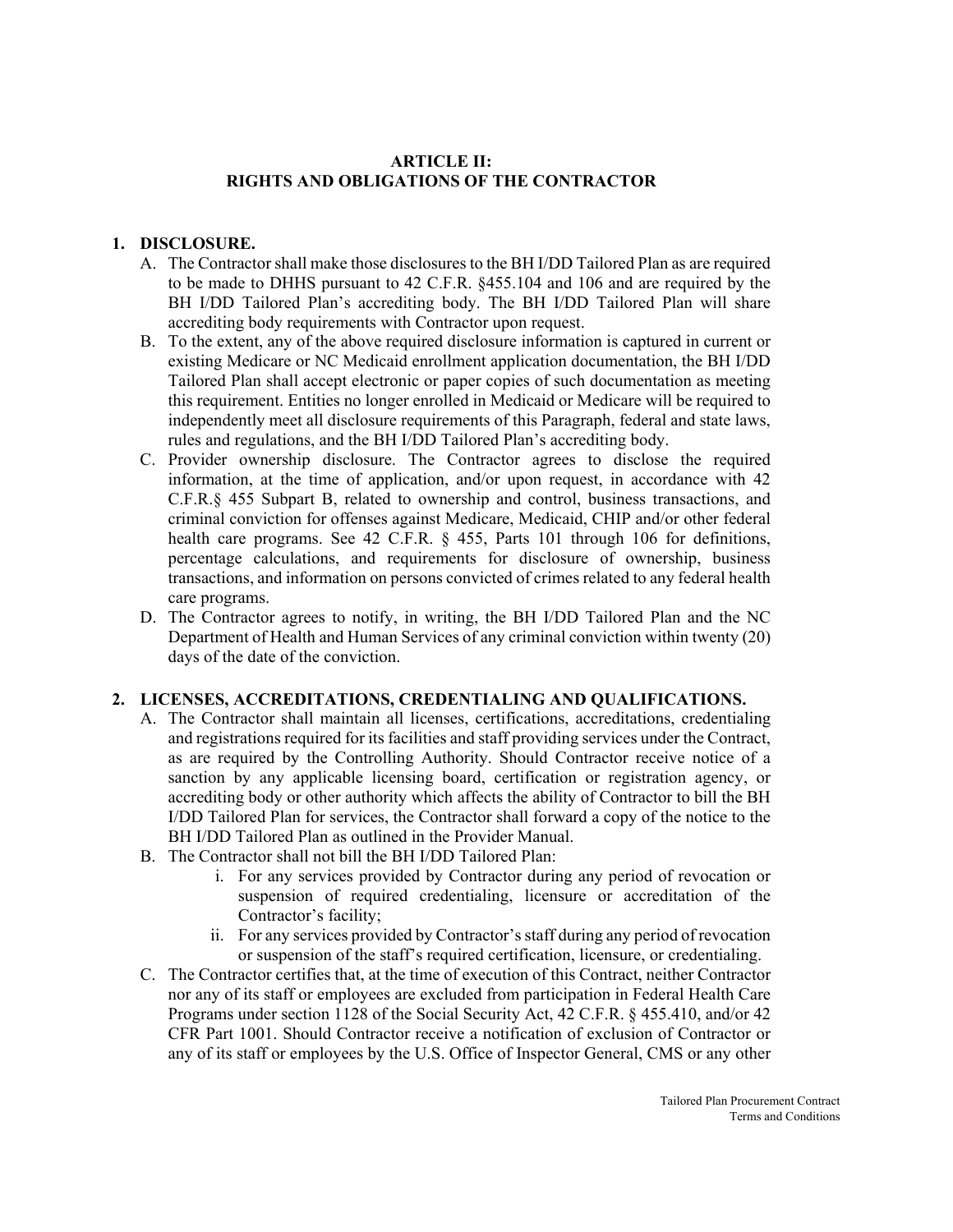## ARTICLE II: RIGHTS AND OBLIGATIONS OF THE CONTRACTOR

1. **DISCLOSURE.**
   A. The Contractor shall make those disclosures to the BH I/DD Tailored Plan as are required to be made to DHHS pursuant to 42 C.F.R. §455.104 and 106 and are required by the BH I/DD Tailored Plan's accrediting body. The BH I/DD Tailored Plan will share accrediting body requirements with Contractor upon request.
   B. To the extent, any of the above required disclosure information is captured in current or existing Medicare or NC Medicaid enrollment application documentation, the BH I/DD Tailored Plan shall accept electronic or paper copies of such documentation as meeting this requirement. Entities no longer enrolled in Medicaid or Medicare will be required to independently meet all disclosure requirements of this Paragraph, federal and state laws, rules and regulations, and the BH I/DD Tailored Plan's accrediting body.
   C. Provider ownership disclosure. The Contractor agrees to disclose the required information, at the time of application, and/or upon request, in accordance with 42 C.F.R.§ 455 Subpart B, related to ownership and control, business transactions, and criminal conviction for offenses against Medicare, Medicaid, CHIP and/or other federal health care programs. See 42 C.F.R. § 455, Parts 101 through 106 for definitions, percentage calculations, and requirements for disclosure of ownership, business transactions, and information on persons convicted of crimes related to any federal health care programs.
   D. The Contractor agrees to notify, in writing, the BH I/DD Tailored Plan and the NC Department of Health and Human Services of any criminal conviction within twenty (20) days of the date of the conviction.

2. **LICENSES, ACCREDITATIONS, CREDENTIALING AND QUALIFICATIONS.**
   A. The Contractor shall maintain all licenses, certifications, accreditations, credentialing and registrations required for its facilities and staff providing services under the Contract, as are required by the Controlling Authority. Should Contractor receive notice of a sanction by any applicable licensing board, certification or registration agency, or accrediting body or other authority which affects the ability of Contractor to bill the BH I/DD Tailored Plan for services, the Contractor shall forward a copy of the notice to the BH I/DD Tailored Plan as outlined in the Provider Manual.
   B. The Contractor shall not bill the BH I/DD Tailored Plan:
      i. For any services provided by Contractor during any period of revocation or suspension of required credentialing, licensure or accreditation of the Contractor's facility;
      ii. For any services provided by Contractor's staff during any period of revocation or suspension of the staff's required certification, licensure, or credentialing.
   C. The Contractor certifies that, at the time of execution of this Contract, neither Contractor nor any of its staff or employees are excluded from participation in Federal Health Care Programs under section 1128 of the Social Security Act, 42 C.F.R. § 455.410, and/or 42 CFR Part 1001. Should Contractor receive a notification of exclusion of Contractor or any of its staff or employees by the U.S. Office of Inspector General, CMS or any other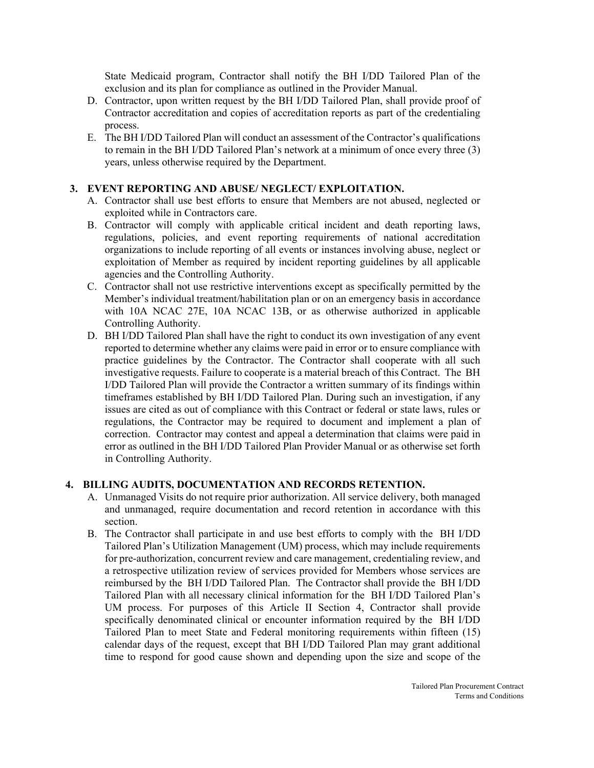State Medicaid program, Contractor shall notify the BH I/DD Tailored Plan of the exclusion and its plan for compliance as outlined in the Provider Manual.

D. Contractor, upon written request by the BH I/DD Tailored Plan, shall provide proof of Contractor accreditation and copies of accreditation reports as part of the credentialing process.

E. The BH I/DD Tailored Plan will conduct an assessment of the Contractor's qualifications to remain in the BH I/DD Tailored Plan's network at a minimum of once every three (3) years, unless otherwise required by the Department.

### 3. EVENT REPORTING AND ABUSE/ NEGLECT/ EXPLOITATION.

A. Contractor shall use best efforts to ensure that Members are not abused, neglected or exploited while in Contractors care.

B. Contractor will comply with applicable critical incident and death reporting laws, regulations, policies, and event reporting requirements of national accreditation organizations to include reporting of all events or instances involving abuse, neglect or exploitation of Member as required by incident reporting guidelines by all applicable agencies and the Controlling Authority.

C. Contractor shall not use restrictive interventions except as specifically permitted by the Member's individual treatment/habilitation plan or on an emergency basis in accordance with 10A NCAC 27E, 10A NCAC 13B, or as otherwise authorized in applicable Controlling Authority.

D. BH I/DD Tailored Plan shall have the right to conduct its own investigation of any event reported to determine whether any claims were paid in error or to ensure compliance with practice guidelines by the Contractor. The Contractor shall cooperate with all such investigative requests. Failure to cooperate is a material breach of this Contract. The BH I/DD Tailored Plan will provide the Contractor a written summary of its findings within timeframes established by BH I/DD Tailored Plan. During such an investigation, if any issues are cited as out of compliance with this Contract or federal or state laws, rules or regulations, the Contractor may be required to document and implement a plan of correction. Contractor may contest and appeal a determination that claims were paid in error as outlined in the BH I/DD Tailored Plan Provider Manual or as otherwise set forth in Controlling Authority.

### 4. BILLING AUDITS, DOCUMENTATION AND RECORDS RETENTION.

A. Unmanaged Visits do not require prior authorization. All service delivery, both managed and unmanaged, require documentation and record retention in accordance with this section.

B. The Contractor shall participate in and use best efforts to comply with the BH I/DD Tailored Plan's Utilization Management (UM) process, which may include requirements for pre-authorization, concurrent review and care management, credentialing review, and a retrospective utilization review of services provided for Members whose services are reimbursed by the BH I/DD Tailored Plan. The Contractor shall provide the BH I/DD Tailored Plan with all necessary clinical information for the BH I/DD Tailored Plan's UM process. For purposes of this Article II Section 4, Contractor shall provide specifically denominated clinical or encounter information required by the BH I/DD Tailored Plan to meet State and Federal monitoring requirements within fifteen (15) calendar days of the request, except that BH I/DD Tailored Plan may grant additional time to respond for good cause shown and depending upon the size and scope of the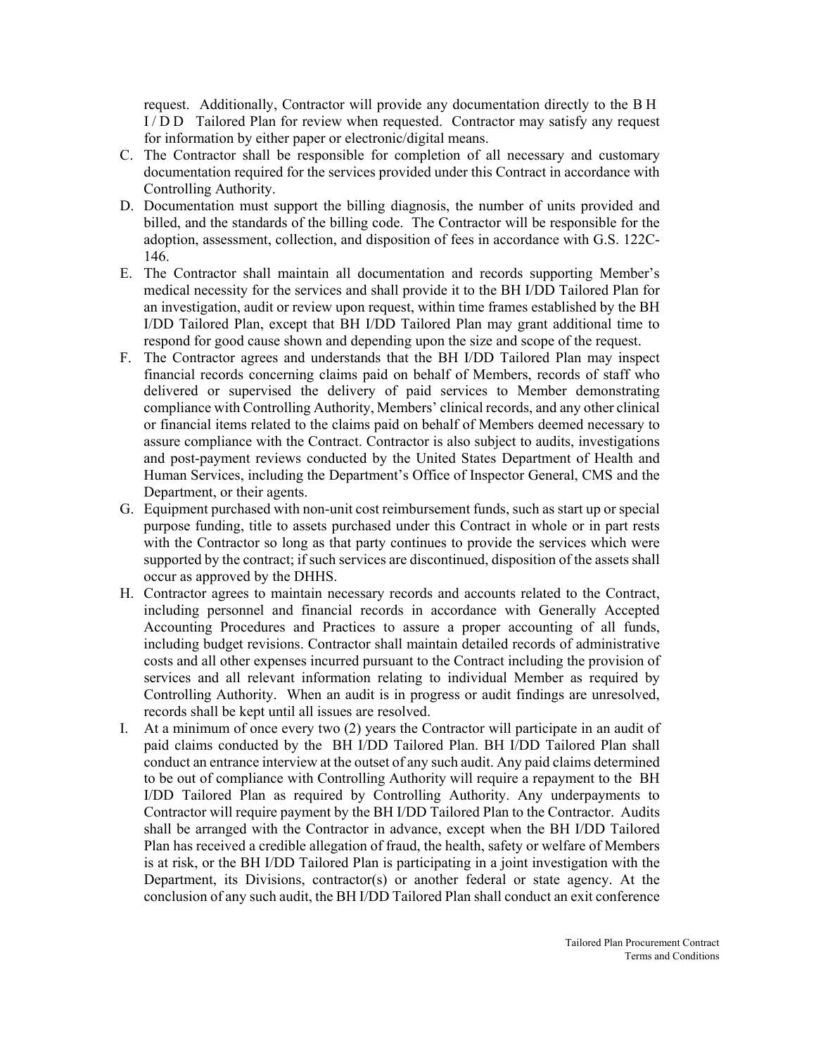request. Additionally, Contractor will provide any documentation directly to the BH I/DD Tailored Plan for review when requested. Contractor may satisfy any request for information by either paper or electronic/digital means.

C. The Contractor shall be responsible for completion of all necessary and customary documentation required for the services provided under this Contract in accordance with Controlling Authority.

D. Documentation must support the billing diagnosis, the number of units provided and billed, and the standards of the billing code. The Contractor will be responsible for the adoption, assessment, collection, and disposition of fees in accordance with G.S. 122C-146.

E. The Contractor shall maintain all documentation and records supporting Member's medical necessity for the services and shall provide it to the BH I/DD Tailored Plan for an investigation, audit or review upon request, within time frames established by the BH I/DD Tailored Plan, except that BH I/DD Tailored Plan may grant additional time to respond for good cause shown and depending upon the size and scope of the request.

F. The Contractor agrees and understands that the BH I/DD Tailored Plan may inspect financial records concerning claims paid on behalf of Members, records of staff who delivered or supervised the delivery of paid services to Member demonstrating compliance with Controlling Authority, Members' clinical records, and any other clinical or financial items related to the claims paid on behalf of Members deemed necessary to assure compliance with the Contract. Contractor is also subject to audits, investigations and post-payment reviews conducted by the United States Department of Health and Human Services, including the Department's Office of Inspector General, CMS and the Department, or their agents.

G. Equipment purchased with non-unit cost reimbursement funds, such as start up or special purpose funding, title to assets purchased under this Contract in whole or in part rests with the Contractor so long as that party continues to provide the services which were supported by the contract; if such services are discontinued, disposition of the assets shall occur as approved by the DHHS.

H. Contractor agrees to maintain necessary records and accounts related to the Contract, including personnel and financial records in accordance with Generally Accepted Accounting Procedures and Practices to assure a proper accounting of all funds, including budget revisions. Contractor shall maintain detailed records of administrative costs and all other expenses incurred pursuant to the Contract including the provision of services and all relevant information relating to individual Member as required by Controlling Authority. When an audit is in progress or audit findings are unresolved, records shall be kept until all issues are resolved.

I. At a minimum of once every two (2) years the Contractor will participate in an audit of paid claims conducted by the BH I/DD Tailored Plan. BH I/DD Tailored Plan shall conduct an entrance interview at the outset of any such audit. Any paid claims determined to be out of compliance with Controlling Authority will require a repayment to the BH I/DD Tailored Plan as required by Controlling Authority. Any underpayments to Contractor will require payment by the BH I/DD Tailored Plan to the Contractor. Audits shall be arranged with the Contractor in advance, except when the BH I/DD Tailored Plan has received a credible allegation of fraud, the health, safety or welfare of Members is at risk, or the BH I/DD Tailored Plan is participating in a joint investigation with the Department, its Divisions, contractor(s) or another federal or state agency. At the conclusion of any such audit, the BH I/DD Tailored Plan shall conduct an exit conference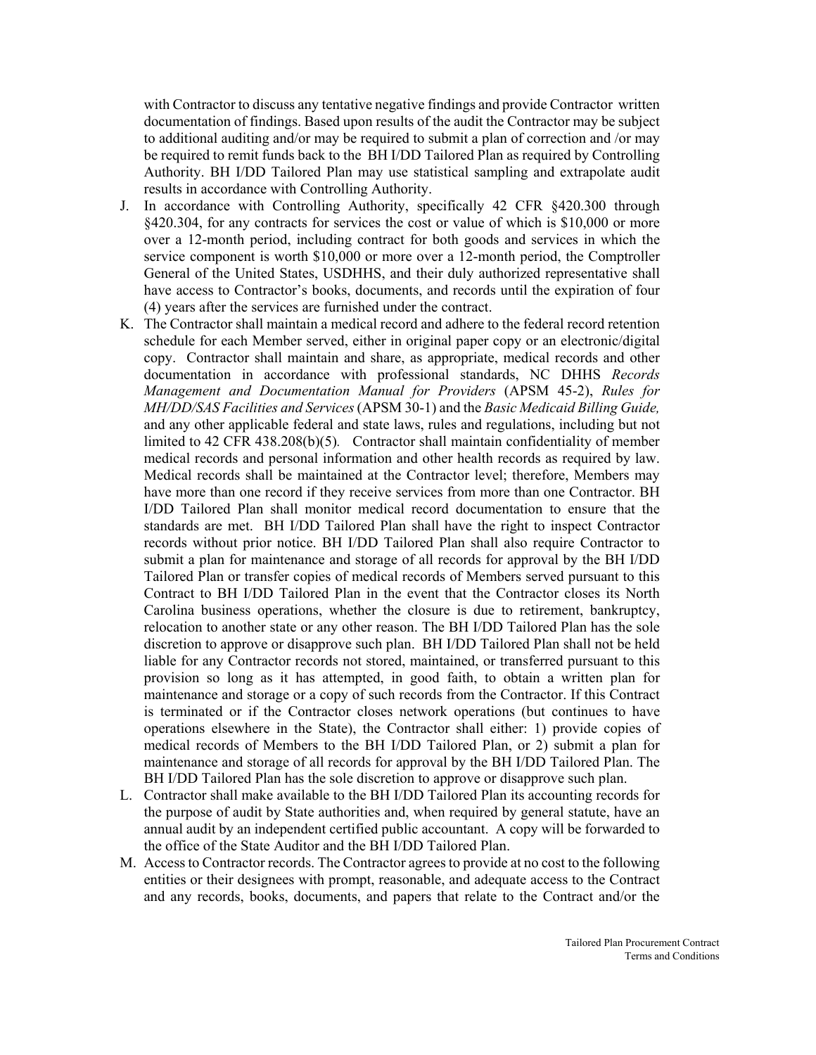with Contractor to discuss any tentative negative findings and provide Contractor written documentation of findings. Based upon results of the audit the Contractor may be subject to additional auditing and/or may be required to submit a plan of correction and /or may be required to remit funds back to the BH I/DD Tailored Plan as required by Controlling Authority. BH I/DD Tailored Plan may use statistical sampling and extrapolate audit results in accordance with Controlling Authority.

J. In accordance with Controlling Authority, specifically 42 CFR §420.300 through §420.304, for any contracts for services the cost or value of which is $10,000 or more over a 12-month period, including contract for both goods and services in which the service component is worth $10,000 or more over a 12-month period, the Comptroller General of the United States, USDHHS, and their duly authorized representative shall have access to Contractor's books, documents, and records until the expiration of four (4) years after the services are furnished under the contract.

K. The Contractor shall maintain a medical record and adhere to the federal record retention schedule for each Member served, either in original paper copy or an electronic/digital copy. Contractor shall maintain and share, as appropriate, medical records and other documentation in accordance with professional standards, NC DHHS *Records Management and Documentation Manual for Providers* (APSM 45-2), *Rules for MH/DD/SAS Facilities and Services* (APSM 30-1) and the *Basic Medicaid Billing Guide,* and any other applicable federal and state laws, rules and regulations, including but not limited to 42 CFR 438.208(b)(5). Contractor shall maintain confidentiality of member medical records and personal information and other health records as required by law. Medical records shall be maintained at the Contractor level; therefore, Members may have more than one record if they receive services from more than one Contractor. BH I/DD Tailored Plan shall monitor medical record documentation to ensure that the standards are met. BH I/DD Tailored Plan shall have the right to inspect Contractor records without prior notice. BH I/DD Tailored Plan shall also require Contractor to submit a plan for maintenance and storage of all records for approval by the BH I/DD Tailored Plan or transfer copies of medical records of Members served pursuant to this Contract to BH I/DD Tailored Plan in the event that the Contractor closes its North Carolina business operations, whether the closure is due to retirement, bankruptcy, relocation to another state or any other reason. The BH I/DD Tailored Plan has the sole discretion to approve or disapprove such plan. BH I/DD Tailored Plan shall not be held liable for any Contractor records not stored, maintained, or transferred pursuant to this provision so long as it has attempted, in good faith, to obtain a written plan for maintenance and storage or a copy of such records from the Contractor. If this Contract is terminated or if the Contractor closes network operations (but continues to have operations elsewhere in the State), the Contractor shall either: 1) provide copies of medical records of Members to the BH I/DD Tailored Plan, or 2) submit a plan for maintenance and storage of all records for approval by the BH I/DD Tailored Plan. The BH I/DD Tailored Plan has the sole discretion to approve or disapprove such plan.

L. Contractor shall make available to the BH I/DD Tailored Plan its accounting records for the purpose of audit by State authorities and, when required by general statute, have an annual audit by an independent certified public accountant. A copy will be forwarded to the office of the State Auditor and the BH I/DD Tailored Plan.

M. Access to Contractor records. The Contractor agrees to provide at no cost to the following entities or their designees with prompt, reasonable, and adequate access to the Contract and any records, books, documents, and papers that relate to the Contract and/or the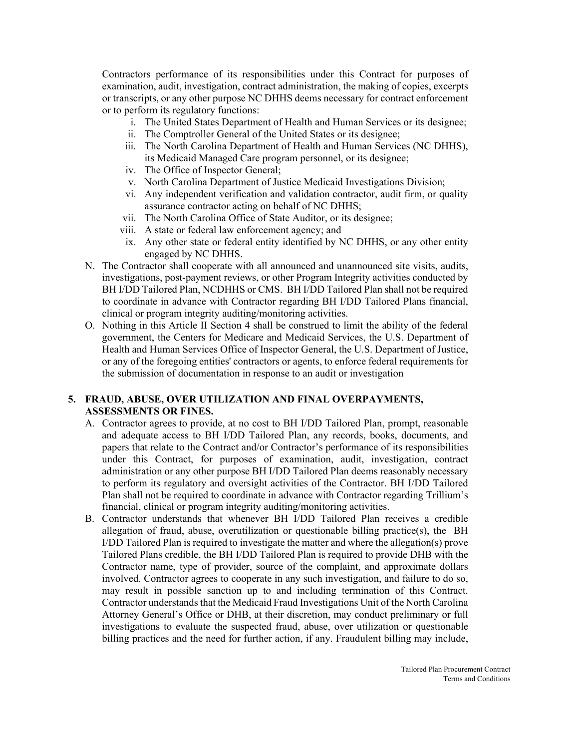Contractors performance of its responsibilities under this Contract for purposes of examination, audit, investigation, contract administration, the making of copies, excerpts or transcripts, or any other purpose NC DHHS deems necessary for contract enforcement or to perform its regulatory functions:

i. The United States Department of Health and Human Services or its designee;
ii. The Comptroller General of the United States or its designee;
iii. The North Carolina Department of Health and Human Services (NC DHHS), its Medicaid Managed Care program personnel, or its designee;
iv. The Office of Inspector General;
v. North Carolina Department of Justice Medicaid Investigations Division;
vi. Any independent verification and validation contractor, audit firm, or quality assurance contractor acting on behalf of NC DHHS;
vii. The North Carolina Office of State Auditor, or its designee;
viii. A state or federal law enforcement agency; and
ix. Any other state or federal entity identified by NC DHHS, or any other entity engaged by NC DHHS.

N. The Contractor shall cooperate with all announced and unannounced site visits, audits, investigations, post-payment reviews, or other Program Integrity activities conducted by BH I/DD Tailored Plan, NCDHHS or CMS. BH I/DD Tailored Plan shall not be required to coordinate in advance with Contractor regarding BH I/DD Tailored Plans financial, clinical or program integrity auditing/monitoring activities.

O. Nothing in this Article II Section 4 shall be construed to limit the ability of the federal government, the Centers for Medicare and Medicaid Services, the U.S. Department of Health and Human Services Office of Inspector General, the U.S. Department of Justice, or any of the foregoing entities' contractors or agents, to enforce federal requirements for the submission of documentation in response to an audit or investigation

## 5. FRAUD, ABUSE, OVER UTILIZATION AND FINAL OVERPAYMENTS, ASSESSMENTS OR FINES.

A. Contractor agrees to provide, at no cost to BH I/DD Tailored Plan, prompt, reasonable and adequate access to BH I/DD Tailored Plan, any records, books, documents, and papers that relate to the Contract and/or Contractor's performance of its responsibilities under this Contract, for purposes of examination, audit, investigation, contract administration or any other purpose BH I/DD Tailored Plan deems reasonably necessary to perform its regulatory and oversight activities of the Contractor. BH I/DD Tailored Plan shall not be required to coordinate in advance with Contractor regarding Trillium's financial, clinical or program integrity auditing/monitoring activities.

B. Contractor understands that whenever BH I/DD Tailored Plan receives a credible allegation of fraud, abuse, overutilization or questionable billing practice(s), the BH I/DD Tailored Plan is required to investigate the matter and where the allegation(s) prove Tailored Plans credible, the BH I/DD Tailored Plan is required to provide DHB with the Contractor name, type of provider, source of the complaint, and approximate dollars involved. Contractor agrees to cooperate in any such investigation, and failure to do so, may result in possible sanction up to and including termination of this Contract. Contractor understands that the Medicaid Fraud Investigations Unit of the North Carolina Attorney General's Office or DHB, at their discretion, may conduct preliminary or full investigations to evaluate the suspected fraud, abuse, over utilization or questionable billing practices and the need for further action, if any. Fraudulent billing may include,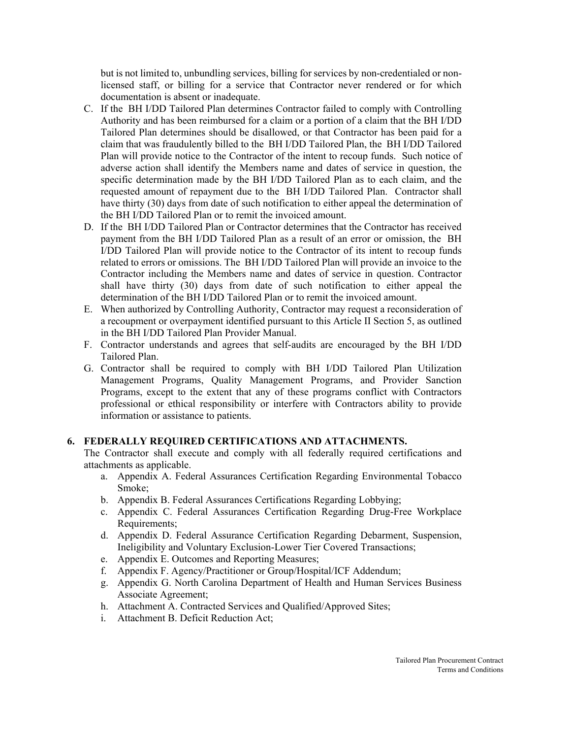but is not limited to, unbundling services, billing for services by non-credentialed or non-licensed staff, or billing for a service that Contractor never rendered or for which documentation is absent or inadequate.

C. If the BH I/DD Tailored Plan determines Contractor failed to comply with Controlling Authority and has been reimbursed for a claim or a portion of a claim that the BH I/DD Tailored Plan determines should be disallowed, or that Contractor has been paid for a claim that was fraudulently billed to the BH I/DD Tailored Plan, the BH I/DD Tailored Plan will provide notice to the Contractor of the intent to recoup funds. Such notice of adverse action shall identify the Members name and dates of service in question, the specific determination made by the BH I/DD Tailored Plan as to each claim, and the requested amount of repayment due to the BH I/DD Tailored Plan. Contractor shall have thirty (30) days from date of such notification to either appeal the determination of the BH I/DD Tailored Plan or to remit the invoiced amount.

D. If the BH I/DD Tailored Plan or Contractor determines that the Contractor has received payment from the BH I/DD Tailored Plan as a result of an error or omission, the BH I/DD Tailored Plan will provide notice to the Contractor of its intent to recoup funds related to errors or omissions. The BH I/DD Tailored Plan will provide an invoice to the Contractor including the Members name and dates of service in question. Contractor shall have thirty (30) days from date of such notification to either appeal the determination of the BH I/DD Tailored Plan or to remit the invoiced amount.

E. When authorized by Controlling Authority, Contractor may request a reconsideration of a recoupment or overpayment identified pursuant to this Article II Section 5, as outlined in the BH I/DD Tailored Plan Provider Manual.

F. Contractor understands and agrees that self-audits are encouraged by the BH I/DD Tailored Plan.

G. Contractor shall be required to comply with BH I/DD Tailored Plan Utilization Management Programs, Quality Management Programs, and Provider Sanction Programs, except to the extent that any of these programs conflict with Contractors professional or ethical responsibility or interfere with Contractors ability to provide information or assistance to patients.

**6. FEDERALLY REQUIRED CERTIFICATIONS AND ATTACHMENTS.**

The Contractor shall execute and comply with all federally required certifications and attachments as applicable.

a. Appendix A. Federal Assurances Certification Regarding Environmental Tobacco Smoke;
b. Appendix B. Federal Assurances Certifications Regarding Lobbying;
c. Appendix C. Federal Assurances Certification Regarding Drug-Free Workplace Requirements;
d. Appendix D. Federal Assurance Certification Regarding Debarment, Suspension, Ineligibility and Voluntary Exclusion-Lower Tier Covered Transactions;
e. Appendix E. Outcomes and Reporting Measures;
f. Appendix F. Agency/Practitioner or Group/Hospital/ICF Addendum;
g. Appendix G. North Carolina Department of Health and Human Services Business Associate Agreement;
h. Attachment A. Contracted Services and Qualified/Approved Sites;
i. Attachment B. Deficit Reduction Act;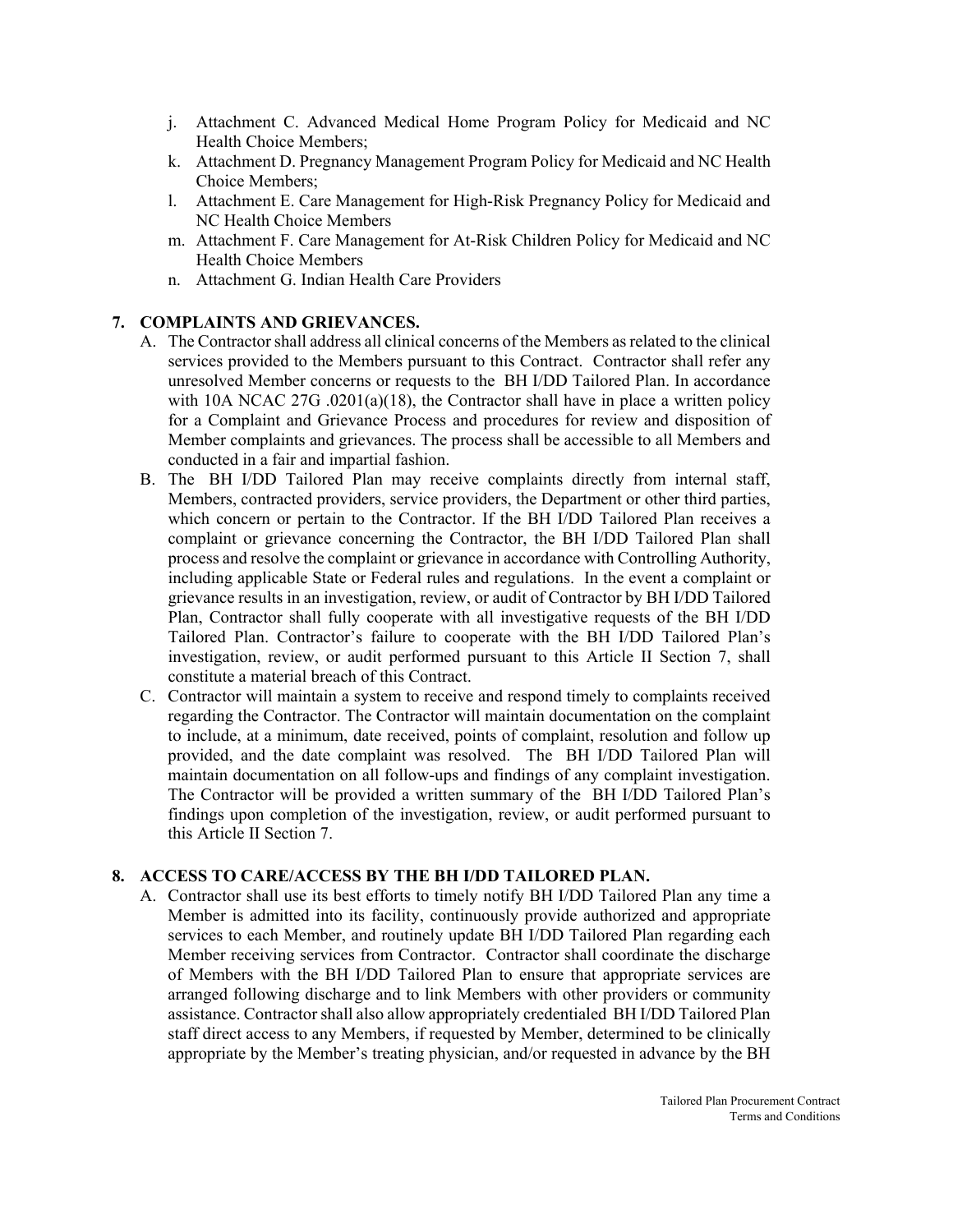j. Attachment C. Advanced Medical Home Program Policy for Medicaid and NC Health Choice Members;
k. Attachment D. Pregnancy Management Program Policy for Medicaid and NC Health Choice Members;
l. Attachment E. Care Management for High-Risk Pregnancy Policy for Medicaid and NC Health Choice Members
m. Attachment F. Care Management for At-Risk Children Policy for Medicaid and NC Health Choice Members
n. Attachment G. Indian Health Care Providers

**7. COMPLAINTS AND GRIEVANCES.**

A. The Contractor shall address all clinical concerns of the Members as related to the clinical services provided to the Members pursuant to this Contract. Contractor shall refer any unresolved Member concerns or requests to the BH I/DD Tailored Plan. In accordance with 10A NCAC 27G .0201(a)(18), the Contractor shall have in place a written policy for a Complaint and Grievance Process and procedures for review and disposition of Member complaints and grievances. The process shall be accessible to all Members and conducted in a fair and impartial fashion.

B. The BH I/DD Tailored Plan may receive complaints directly from internal staff, Members, contracted providers, service providers, the Department or other third parties, which concern or pertain to the Contractor. If the BH I/DD Tailored Plan receives a complaint or grievance concerning the Contractor, the BH I/DD Tailored Plan shall process and resolve the complaint or grievance in accordance with Controlling Authority, including applicable State or Federal rules and regulations. In the event a complaint or grievance results in an investigation, review, or audit of Contractor by BH I/DD Tailored Plan, Contractor shall fully cooperate with all investigative requests of the BH I/DD Tailored Plan. Contractor's failure to cooperate with the BH I/DD Tailored Plan's investigation, review, or audit performed pursuant to this Article II Section 7, shall constitute a material breach of this Contract.

C. Contractor will maintain a system to receive and respond timely to complaints received regarding the Contractor. The Contractor will maintain documentation on the complaint to include, at a minimum, date received, points of complaint, resolution and follow up provided, and the date complaint was resolved. The BH I/DD Tailored Plan will maintain documentation on all follow-ups and findings of any complaint investigation. The Contractor will be provided a written summary of the BH I/DD Tailored Plan's findings upon completion of the investigation, review, or audit performed pursuant to this Article II Section 7.

**8. ACCESS TO CARE/ACCESS BY THE BH I/DD TAILORED PLAN.**

A. Contractor shall use its best efforts to timely notify BH I/DD Tailored Plan any time a Member is admitted into its facility, continuously provide authorized and appropriate services to each Member, and routinely update BH I/DD Tailored Plan regarding each Member receiving services from Contractor. Contractor shall coordinate the discharge of Members with the BH I/DD Tailored Plan to ensure that appropriate services are arranged following discharge and to link Members with other providers or community assistance. Contractor shall also allow appropriately credentialed BH I/DD Tailored Plan staff direct access to any Members, if requested by Member, determined to be clinically appropriate by the Member's treating physician, and/or requested in advance by the BH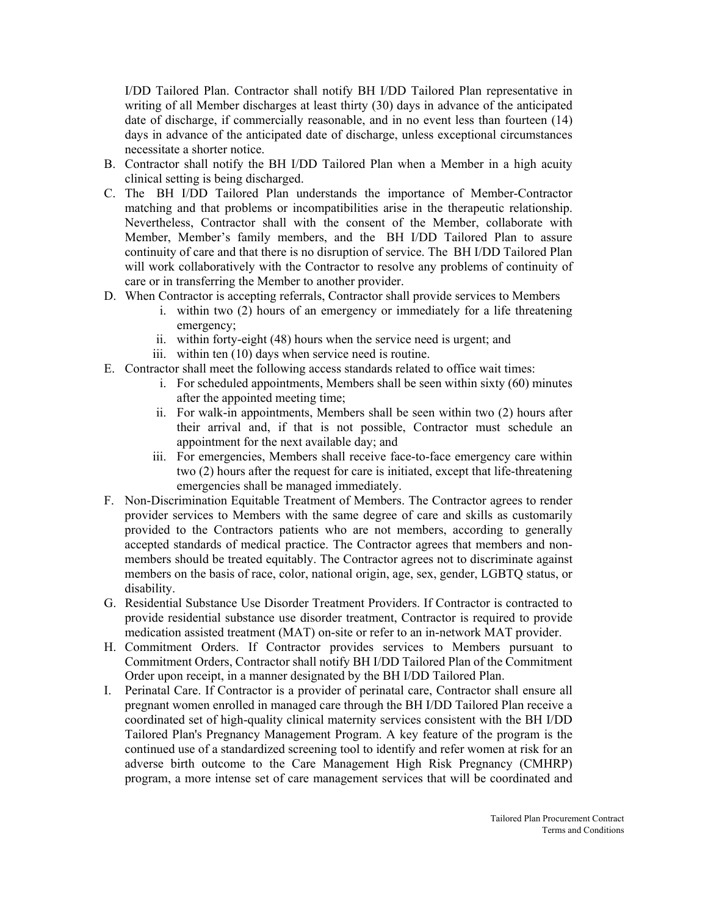I/DD Tailored Plan. Contractor shall notify BH I/DD Tailored Plan representative in writing of all Member discharges at least thirty (30) days in advance of the anticipated date of discharge, if commercially reasonable, and in no event less than fourteen (14) days in advance of the anticipated date of discharge, unless exceptional circumstances necessitate a shorter notice.

B. Contractor shall notify the BH I/DD Tailored Plan when a Member in a high acuity clinical setting is being discharged.

C. The BH I/DD Tailored Plan understands the importance of Member-Contractor matching and that problems or incompatibilities arise in the therapeutic relationship. Nevertheless, Contractor shall with the consent of the Member, collaborate with Member, Member's family members, and the BH I/DD Tailored Plan to assure continuity of care and that there is no disruption of service. The BH I/DD Tailored Plan will work collaboratively with the Contractor to resolve any problems of continuity of care or in transferring the Member to another provider.

D. When Contractor is accepting referrals, Contractor shall provide services to Members
   i. within two (2) hours of an emergency or immediately for a life threatening emergency;
   ii. within forty-eight (48) hours when the service need is urgent; and
   iii. within ten (10) days when service need is routine.

E. Contractor shall meet the following access standards related to office wait times:
   i. For scheduled appointments, Members shall be seen within sixty (60) minutes after the appointed meeting time;
   ii. For walk-in appointments, Members shall be seen within two (2) hours after their arrival and, if that is not possible, Contractor must schedule an appointment for the next available day; and
   iii. For emergencies, Members shall receive face-to-face emergency care within two (2) hours after the request for care is initiated, except that life-threatening emergencies shall be managed immediately.

F. Non-Discrimination Equitable Treatment of Members. The Contractor agrees to render provider services to Members with the same degree of care and skills as customarily provided to the Contractors patients who are not members, according to generally accepted standards of medical practice. The Contractor agrees that members and non-members should be treated equitably. The Contractor agrees not to discriminate against members on the basis of race, color, national origin, age, sex, gender, LGBTQ status, or disability.

G. Residential Substance Use Disorder Treatment Providers. If Contractor is contracted to provide residential substance use disorder treatment, Contractor is required to provide medication assisted treatment (MAT) on-site or refer to an in-network MAT provider.

H. Commitment Orders. If Contractor provides services to Members pursuant to Commitment Orders, Contractor shall notify BH I/DD Tailored Plan of the Commitment Order upon receipt, in a manner designated by the BH I/DD Tailored Plan.

I. Perinatal Care. If Contractor is a provider of perinatal care, Contractor shall ensure all pregnant women enrolled in managed care through the BH I/DD Tailored Plan receive a coordinated set of high-quality clinical maternity services consistent with the BH I/DD Tailored Plan's Pregnancy Management Program. A key feature of the program is the continued use of a standardized screening tool to identify and refer women at risk for an adverse birth outcome to the Care Management High Risk Pregnancy (CMHRP) program, a more intense set of care management services that will be coordinated and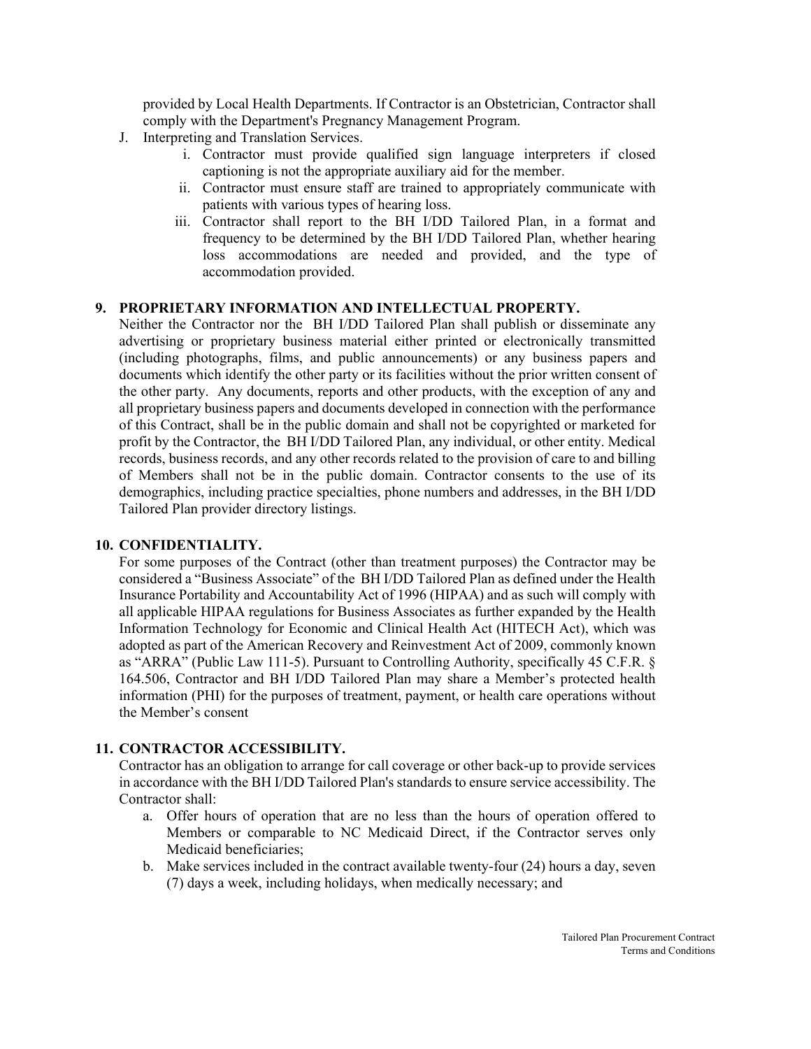provided by Local Health Departments. If Contractor is an Obstetrician, Contractor shall comply with the Department's Pregnancy Management Program.

J. Interpreting and Translation Services.
   i. Contractor must provide qualified sign language interpreters if closed captioning is not the appropriate auxiliary aid for the member.
   ii. Contractor must ensure staff are trained to appropriately communicate with patients with various types of hearing loss.
   iii. Contractor shall report to the BH I/DD Tailored Plan, in a format and frequency to be determined by the BH I/DD Tailored Plan, whether hearing loss accommodations are needed and provided, and the type of accommodation provided.

## 9. PROPRIETARY INFORMATION AND INTELLECTUAL PROPERTY.

Neither the Contractor nor the BH I/DD Tailored Plan shall publish or disseminate any advertising or proprietary business material either printed or electronically transmitted (including photographs, films, and public announcements) or any business papers and documents which identify the other party or its facilities without the prior written consent of the other party. Any documents, reports and other products, with the exception of any and all proprietary business papers and documents developed in connection with the performance of this Contract, shall be in the public domain and shall not be copyrighted or marketed for profit by the Contractor, the BH I/DD Tailored Plan, any individual, or other entity. Medical records, business records, and any other records related to the provision of care to and billing of Members shall not be in the public domain. Contractor consents to the use of its demographics, including practice specialties, phone numbers and addresses, in the BH I/DD Tailored Plan provider directory listings.

## 10. CONFIDENTIALITY.

For some purposes of the Contract (other than treatment purposes) the Contractor may be considered a "Business Associate" of the BH I/DD Tailored Plan as defined under the Health Insurance Portability and Accountability Act of 1996 (HIPAA) and as such will comply with all applicable HIPAA regulations for Business Associates as further expanded by the Health Information Technology for Economic and Clinical Health Act (HITECH Act), which was adopted as part of the American Recovery and Reinvestment Act of 2009, commonly known as "ARRA" (Public Law 111-5). Pursuant to Controlling Authority, specifically 45 C.F.R. § 164.506, Contractor and BH I/DD Tailored Plan may share a Member's protected health information (PHI) for the purposes of treatment, payment, or health care operations without the Member's consent

## 11. CONTRACTOR ACCESSIBILITY.

Contractor has an obligation to arrange for call coverage or other back-up to provide services in accordance with the BH I/DD Tailored Plan's standards to ensure service accessibility. The Contractor shall:

a. Offer hours of operation that are no less than the hours of operation offered to Members or comparable to NC Medicaid Direct, if the Contractor serves only Medicaid beneficiaries;
b. Make services included in the contract available twenty-four (24) hours a day, seven (7) days a week, including holidays, when medically necessary; and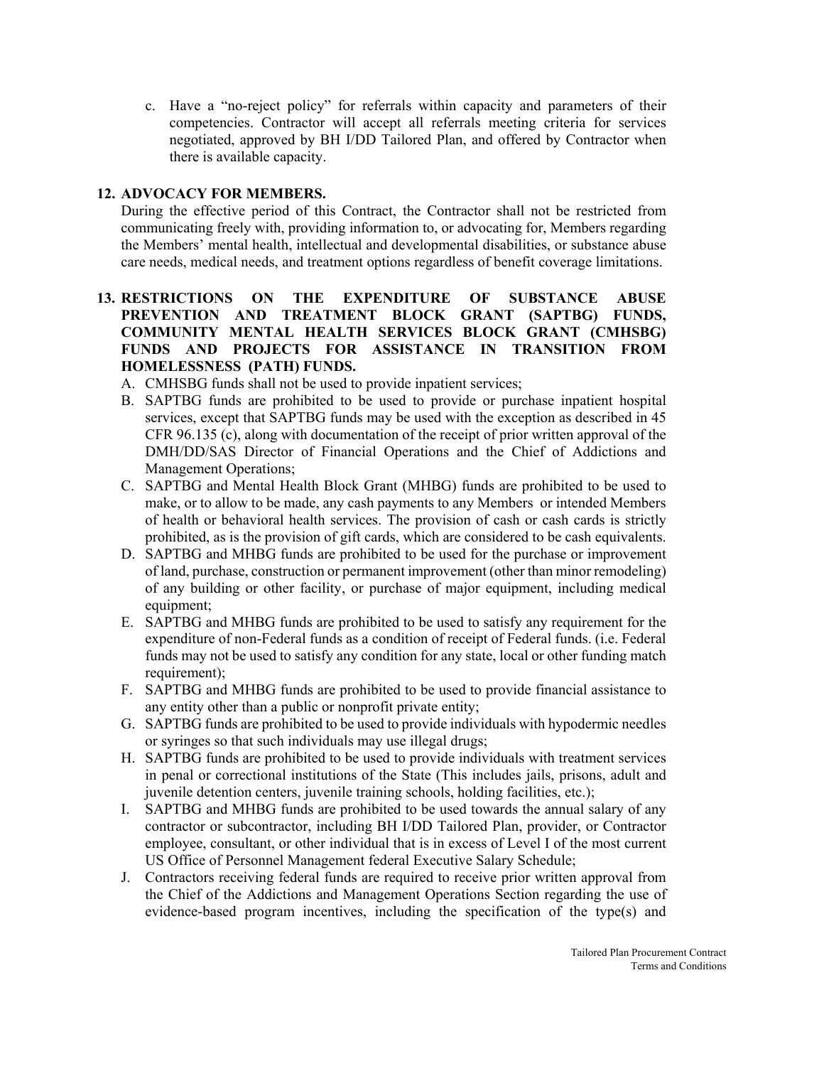c. Have a "no-reject policy" for referrals within capacity and parameters of their competencies. Contractor will accept all referrals meeting criteria for services negotiated, approved by BH I/DD Tailored Plan, and offered by Contractor when there is available capacity.

**12. ADVOCACY FOR MEMBERS.**

During the effective period of this Contract, the Contractor shall not be restricted from communicating freely with, providing information to, or advocating for, Members regarding the Members' mental health, intellectual and developmental disabilities, or substance abuse care needs, medical needs, and treatment options regardless of benefit coverage limitations.

**13. RESTRICTIONS ON THE EXPENDITURE OF SUBSTANCE ABUSE PREVENTION AND TREATMENT BLOCK GRANT (SAPTBG) FUNDS, COMMUNITY MENTAL HEALTH SERVICES BLOCK GRANT (CMHSBG) FUNDS AND PROJECTS FOR ASSISTANCE IN TRANSITION FROM HOMELESSNESS (PATH) FUNDS.**

A. CMHSBG funds shall not be used to provide inpatient services;

B. SAPTBG funds are prohibited to be used to provide or purchase inpatient hospital services, except that SAPTBG funds may be used with the exception as described in 45 CFR 96.135 (c), along with documentation of the receipt of prior written approval of the DMH/DD/SAS Director of Financial Operations and the Chief of Addictions and Management Operations;

C. SAPTBG and Mental Health Block Grant (MHBG) funds are prohibited to be used to make, or to allow to be made, any cash payments to any Members or intended Members of health or behavioral health services. The provision of cash or cash cards is strictly prohibited, as is the provision of gift cards, which are considered to be cash equivalents.

D. SAPTBG and MHBG funds are prohibited to be used for the purchase or improvement of land, purchase, construction or permanent improvement (other than minor remodeling) of any building or other facility, or purchase of major equipment, including medical equipment;

E. SAPTBG and MHBG funds are prohibited to be used to satisfy any requirement for the expenditure of non-Federal funds as a condition of receipt of Federal funds. (i.e. Federal funds may not be used to satisfy any condition for any state, local or other funding match requirement);

F. SAPTBG and MHBG funds are prohibited to be used to provide financial assistance to any entity other than a public or nonprofit private entity;

G. SAPTBG funds are prohibited to be used to provide individuals with hypodermic needles or syringes so that such individuals may use illegal drugs;

H. SAPTBG funds are prohibited to be used to provide individuals with treatment services in penal or correctional institutions of the State (This includes jails, prisons, adult and juvenile detention centers, juvenile training schools, holding facilities, etc.);

I. SAPTBG and MHBG funds are prohibited to be used towards the annual salary of any contractor or subcontractor, including BH I/DD Tailored Plan, provider, or Contractor employee, consultant, or other individual that is in excess of Level I of the most current US Office of Personnel Management federal Executive Salary Schedule;

J. Contractors receiving federal funds are required to receive prior written approval from the Chief of the Addictions and Management Operations Section regarding the use of evidence-based program incentives, including the specification of the type(s) and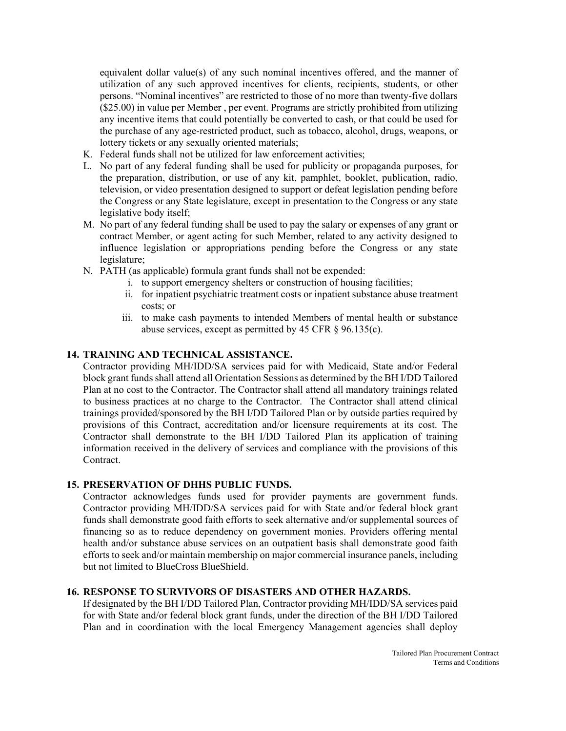equivalent dollar value(s) of any such nominal incentives offered, and the manner of utilization of any such approved incentives for clients, recipients, students, or other persons. "Nominal incentives" are restricted to those of no more than twenty-five dollars ($25.00) in value per Member , per event. Programs are strictly prohibited from utilizing any incentive items that could potentially be converted to cash, or that could be used for the purchase of any age-restricted product, such as tobacco, alcohol, drugs, weapons, or lottery tickets or any sexually oriented materials;

K. Federal funds shall not be utilized for law enforcement activities;

L. No part of any federal funding shall be used for publicity or propaganda purposes, for the preparation, distribution, or use of any kit, pamphlet, booklet, publication, radio, television, or video presentation designed to support or defeat legislation pending before the Congress or any State legislature, except in presentation to the Congress or any state legislative body itself;

M. No part of any federal funding shall be used to pay the salary or expenses of any grant or contract Member, or agent acting for such Member, related to any activity designed to influence legislation or appropriations pending before the Congress or any state legislature;

N. PATH (as applicable) formula grant funds shall not be expended:
   i. to support emergency shelters or construction of housing facilities;
   ii. for inpatient psychiatric treatment costs or inpatient substance abuse treatment costs; or
   iii. to make cash payments to intended Members of mental health or substance abuse services, except as permitted by 45 CFR § 96.135(c).

## 14. TRAINING AND TECHNICAL ASSISTANCE.

Contractor providing MH/IDD/SA services paid for with Medicaid, State and/or Federal block grant funds shall attend all Orientation Sessions as determined by the BH I/DD Tailored Plan at no cost to the Contractor. The Contractor shall attend all mandatory trainings related to business practices at no charge to the Contractor. The Contractor shall attend clinical trainings provided/sponsored by the BH I/DD Tailored Plan or by outside parties required by provisions of this Contract, accreditation and/or licensure requirements at its cost. The Contractor shall demonstrate to the BH I/DD Tailored Plan its application of training information received in the delivery of services and compliance with the provisions of this Contract.

## 15. PRESERVATION OF DHHS PUBLIC FUNDS.

Contractor acknowledges funds used for provider payments are government funds. Contractor providing MH/IDD/SA services paid for with State and/or federal block grant funds shall demonstrate good faith efforts to seek alternative and/or supplemental sources of financing so as to reduce dependency on government monies. Providers offering mental health and/or substance abuse services on an outpatient basis shall demonstrate good faith efforts to seek and/or maintain membership on major commercial insurance panels, including but not limited to BlueCross BlueShield.

## 16. RESPONSE TO SURVIVORS OF DISASTERS AND OTHER HAZARDS.

If designated by the BH I/DD Tailored Plan, Contractor providing MH/IDD/SA services paid for with State and/or federal block grant funds, under the direction of the BH I/DD Tailored Plan and in coordination with the local Emergency Management agencies shall deploy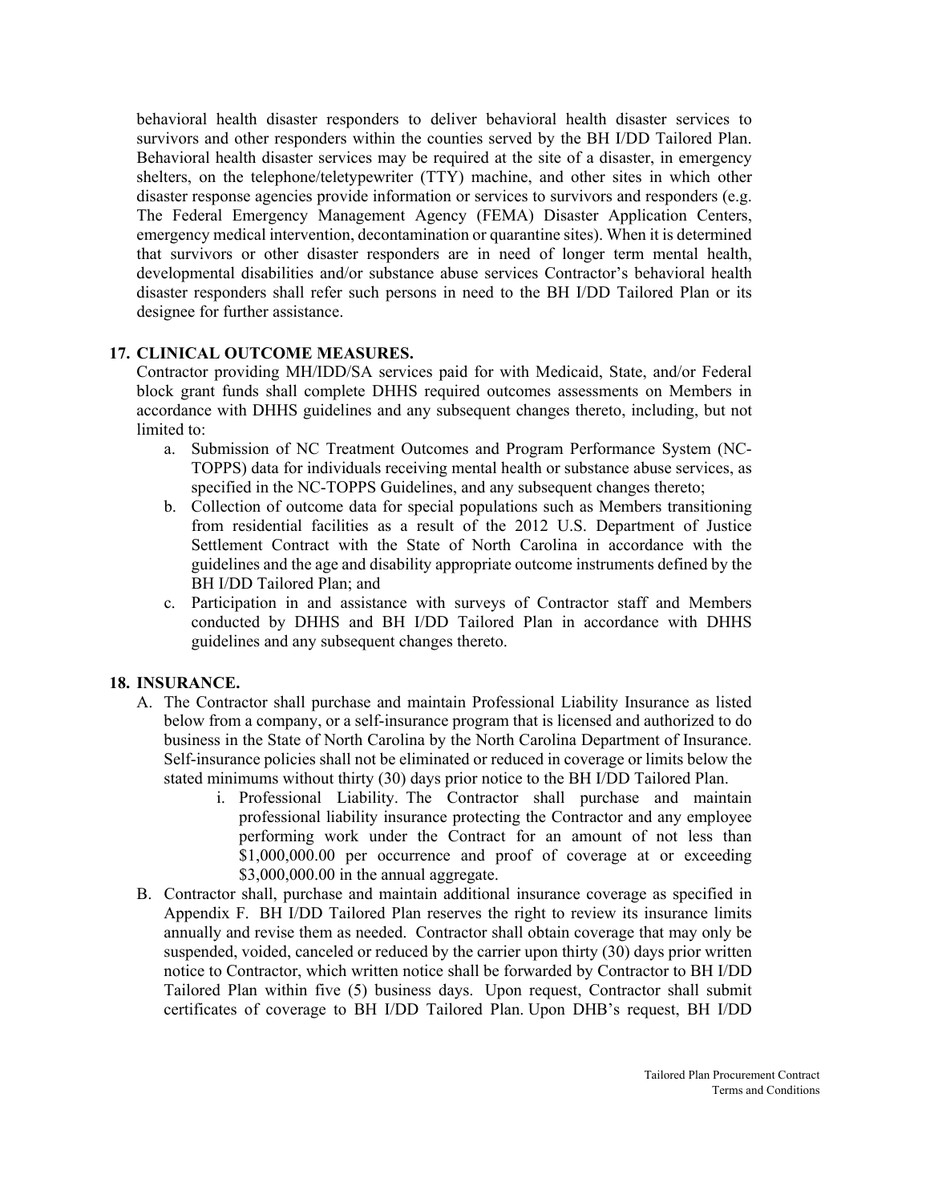behavioral health disaster responders to deliver behavioral health disaster services to survivors and other responders within the counties served by the BH I/DD Tailored Plan. Behavioral health disaster services may be required at the site of a disaster, in emergency shelters, on the telephone/teletypewriter (TTY) machine, and other sites in which other disaster response agencies provide information or services to survivors and responders (e.g. The Federal Emergency Management Agency (FEMA) Disaster Application Centers, emergency medical intervention, decontamination or quarantine sites). When it is determined that survivors or other disaster responders are in need of longer term mental health, developmental disabilities and/or substance abuse services Contractor's behavioral health disaster responders shall refer such persons in need to the BH I/DD Tailored Plan or its designee for further assistance.

**17. CLINICAL OUTCOME MEASURES.**

Contractor providing MH/IDD/SA services paid for with Medicaid, State, and/or Federal block grant funds shall complete DHHS required outcomes assessments on Members in accordance with DHHS guidelines and any subsequent changes thereto, including, but not limited to:

a. Submission of NC Treatment Outcomes and Program Performance System (NC-TOPPS) data for individuals receiving mental health or substance abuse services, as specified in the NC-TOPPS Guidelines, and any subsequent changes thereto;
b. Collection of outcome data for special populations such as Members transitioning from residential facilities as a result of the 2012 U.S. Department of Justice Settlement Contract with the State of North Carolina in accordance with the guidelines and the age and disability appropriate outcome instruments defined by the BH I/DD Tailored Plan; and
c. Participation in and assistance with surveys of Contractor staff and Members conducted by DHHS and BH I/DD Tailored Plan in accordance with DHHS guidelines and any subsequent changes thereto.

**18. INSURANCE.**

A. The Contractor shall purchase and maintain Professional Liability Insurance as listed below from a company, or a self-insurance program that is licensed and authorized to do business in the State of North Carolina by the North Carolina Department of Insurance. Self-insurance policies shall not be eliminated or reduced in coverage or limits below the stated minimums without thirty (30) days prior notice to the BH I/DD Tailored Plan.
    i. Professional Liability. The Contractor shall purchase and maintain professional liability insurance protecting the Contractor and any employee performing work under the Contract for an amount of not less than $1,000,000.00 per occurrence and proof of coverage at or exceeding $3,000,000.00 in the annual aggregate.
B. Contractor shall, purchase and maintain additional insurance coverage as specified in Appendix F. BH I/DD Tailored Plan reserves the right to review its insurance limits annually and revise them as needed. Contractor shall obtain coverage that may only be suspended, voided, canceled or reduced by the carrier upon thirty (30) days prior written notice to Contractor, which written notice shall be forwarded by Contractor to BH I/DD Tailored Plan within five (5) business days. Upon request, Contractor shall submit certificates of coverage to BH I/DD Tailored Plan. Upon DHB's request, BH I/DD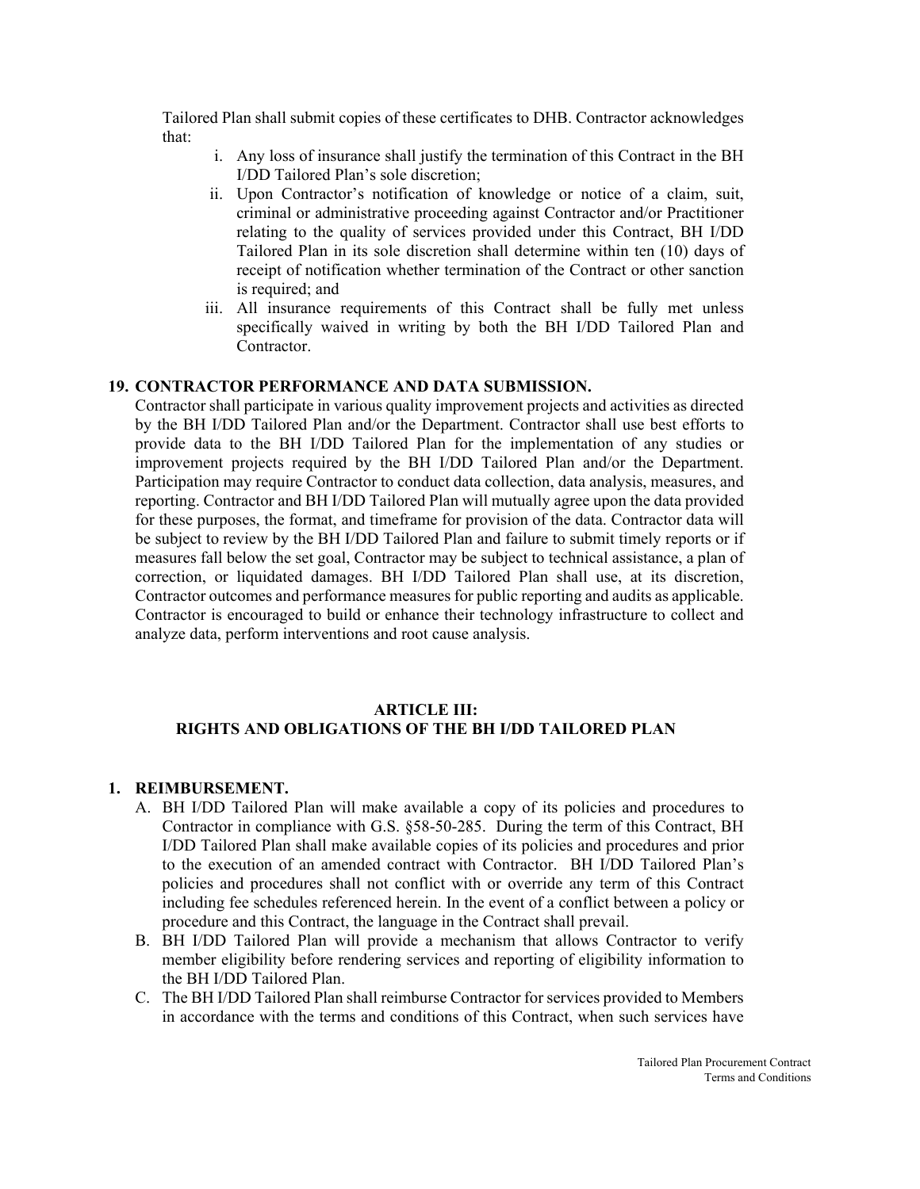Tailored Plan shall submit copies of these certificates to DHB. Contractor acknowledges that:

i. Any loss of insurance shall justify the termination of this Contract in the BH I/DD Tailored Plan's sole discretion;
ii. Upon Contractor's notification of knowledge or notice of a claim, suit, criminal or administrative proceeding against Contractor and/or Practitioner relating to the quality of services provided under this Contract, BH I/DD Tailored Plan in its sole discretion shall determine within ten (10) days of receipt of notification whether termination of the Contract or other sanction is required; and
iii. All insurance requirements of this Contract shall be fully met unless specifically waived in writing by both the BH I/DD Tailored Plan and Contractor.

**19. CONTRACTOR PERFORMANCE AND DATA SUBMISSION.**

Contractor shall participate in various quality improvement projects and activities as directed by the BH I/DD Tailored Plan and/or the Department. Contractor shall use best efforts to provide data to the BH I/DD Tailored Plan for the implementation of any studies or improvement projects required by the BH I/DD Tailored Plan and/or the Department. Participation may require Contractor to conduct data collection, data analysis, measures, and reporting. Contractor and BH I/DD Tailored Plan will mutually agree upon the data provided for these purposes, the format, and timeframe for provision of the data. Contractor data will be subject to review by the BH I/DD Tailored Plan and failure to submit timely reports or if measures fall below the set goal, Contractor may be subject to technical assistance, a plan of correction, or liquidated damages. BH I/DD Tailored Plan shall use, at its discretion, Contractor outcomes and performance measures for public reporting and audits as applicable. Contractor is encouraged to build or enhance their technology infrastructure to collect and analyze data, perform interventions and root cause analysis.

## ARTICLE III:
## RIGHTS AND OBLIGATIONS OF THE BH I/DD TAILORED PLAN

**1. REIMBURSEMENT.**

A. BH I/DD Tailored Plan will make available a copy of its policies and procedures to Contractor in compliance with G.S. §58-50-285. During the term of this Contract, BH I/DD Tailored Plan shall make available copies of its policies and procedures and prior to the execution of an amended contract with Contractor. BH I/DD Tailored Plan's policies and procedures shall not conflict with or override any term of this Contract including fee schedules referenced herein. In the event of a conflict between a policy or procedure and this Contract, the language in the Contract shall prevail.

B. BH I/DD Tailored Plan will provide a mechanism that allows Contractor to verify member eligibility before rendering services and reporting of eligibility information to the BH I/DD Tailored Plan.

C. The BH I/DD Tailored Plan shall reimburse Contractor for services provided to Members in accordance with the terms and conditions of this Contract, when such services have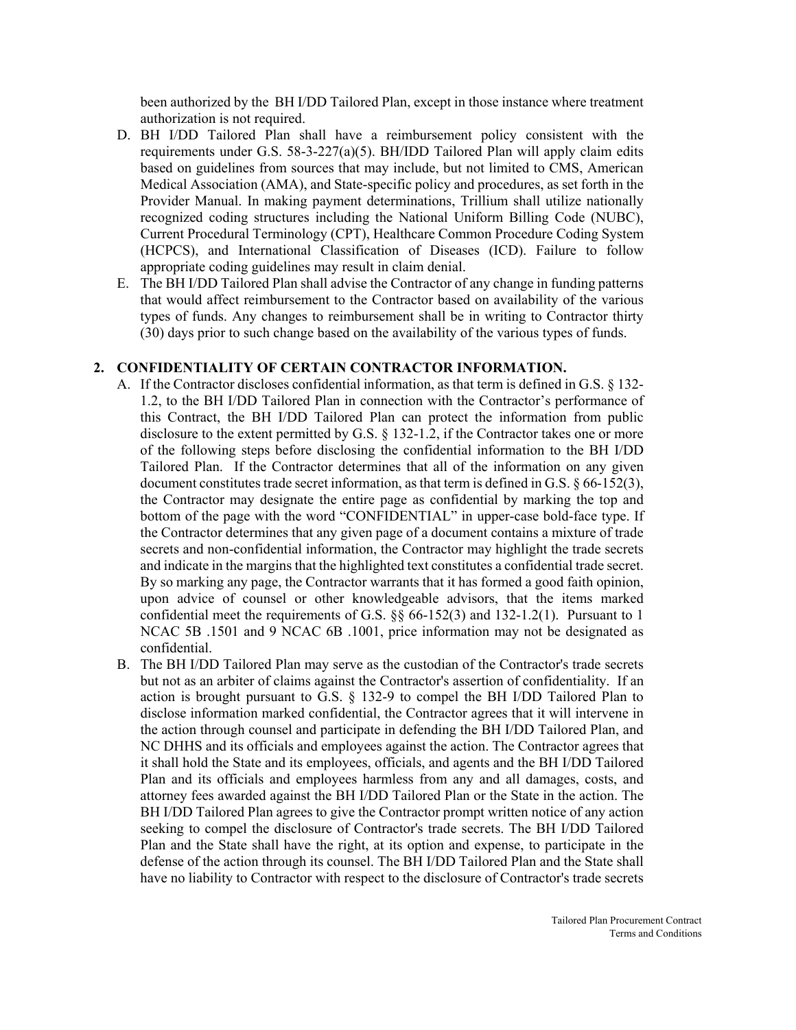been authorized by the BH I/DD Tailored Plan, except in those instance where treatment authorization is not required.

D. BH I/DD Tailored Plan shall have a reimbursement policy consistent with the requirements under G.S. 58-3-227(a)(5). BH/IDD Tailored Plan will apply claim edits based on guidelines from sources that may include, but not limited to CMS, American Medical Association (AMA), and State-specific policy and procedures, as set forth in the Provider Manual. In making payment determinations, Trillium shall utilize nationally recognized coding structures including the National Uniform Billing Code (NUBC), Current Procedural Terminology (CPT), Healthcare Common Procedure Coding System (HCPCS), and International Classification of Diseases (ICD). Failure to follow appropriate coding guidelines may result in claim denial.

E. The BH I/DD Tailored Plan shall advise the Contractor of any change in funding patterns that would affect reimbursement to the Contractor based on availability of the various types of funds. Any changes to reimbursement shall be in writing to Contractor thirty (30) days prior to such change based on the availability of the various types of funds.

## 2. CONFIDENTIALITY OF CERTAIN CONTRACTOR INFORMATION.

A. If the Contractor discloses confidential information, as that term is defined in G.S. § 132-1.2, to the BH I/DD Tailored Plan in connection with the Contractor's performance of this Contract, the BH I/DD Tailored Plan can protect the information from public disclosure to the extent permitted by G.S. § 132-1.2, if the Contractor takes one or more of the following steps before disclosing the confidential information to the BH I/DD Tailored Plan. If the Contractor determines that all of the information on any given document constitutes trade secret information, as that term is defined in G.S. § 66-152(3), the Contractor may designate the entire page as confidential by marking the top and bottom of the page with the word "CONFIDENTIAL" in upper-case bold-face type. If the Contractor determines that any given page of a document contains a mixture of trade secrets and non-confidential information, the Contractor may highlight the trade secrets and indicate in the margins that the highlighted text constitutes a confidential trade secret. By so marking any page, the Contractor warrants that it has formed a good faith opinion, upon advice of counsel or other knowledgeable advisors, that the items marked confidential meet the requirements of G.S. §§ 66-152(3) and 132-1.2(1). Pursuant to 1 NCAC 5B .1501 and 9 NCAC 6B .1001, price information may not be designated as confidential.

B. The BH I/DD Tailored Plan may serve as the custodian of the Contractor's trade secrets but not as an arbiter of claims against the Contractor's assertion of confidentiality. If an action is brought pursuant to G.S. § 132-9 to compel the BH I/DD Tailored Plan to disclose information marked confidential, the Contractor agrees that it will intervene in the action through counsel and participate in defending the BH I/DD Tailored Plan, and NC DHHS and its officials and employees against the action. The Contractor agrees that it shall hold the State and its employees, officials, and agents and the BH I/DD Tailored Plan and its officials and employees harmless from any and all damages, costs, and attorney fees awarded against the BH I/DD Tailored Plan or the State in the action. The BH I/DD Tailored Plan agrees to give the Contractor prompt written notice of any action seeking to compel the disclosure of Contractor's trade secrets. The BH I/DD Tailored Plan and the State shall have the right, at its option and expense, to participate in the defense of the action through its counsel. The BH I/DD Tailored Plan and the State shall have no liability to Contractor with respect to the disclosure of Contractor's trade secrets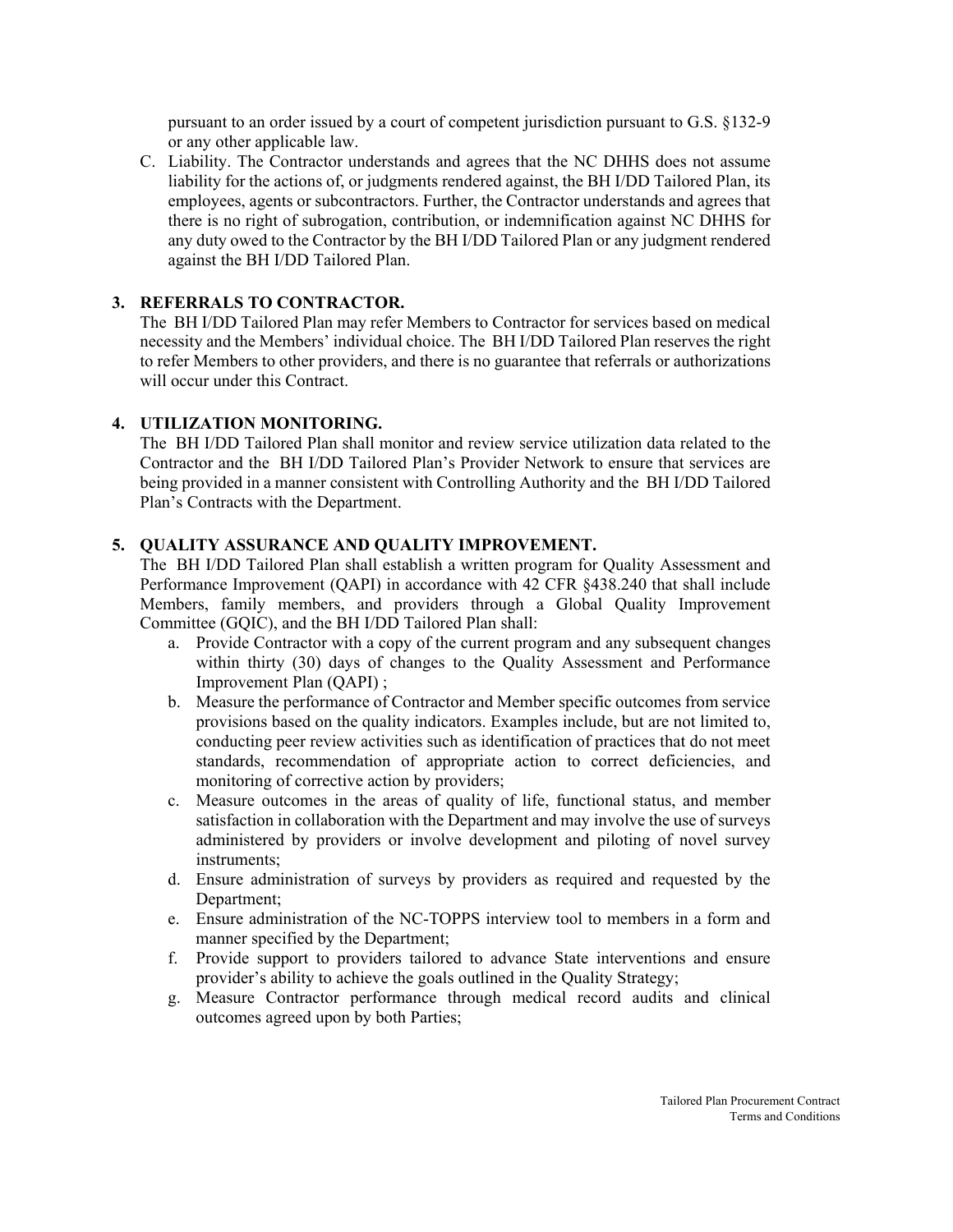pursuant to an order issued by a court of competent jurisdiction pursuant to G.S. §132-9 or any other applicable law.

C. Liability. The Contractor understands and agrees that the NC DHHS does not assume liability for the actions of, or judgments rendered against, the BH I/DD Tailored Plan, its employees, agents or subcontractors. Further, the Contractor understands and agrees that there is no right of subrogation, contribution, or indemnification against NC DHHS for any duty owed to the Contractor by the BH I/DD Tailored Plan or any judgment rendered against the BH I/DD Tailored Plan.

**3. REFERRALS TO CONTRACTOR.**

The BH I/DD Tailored Plan may refer Members to Contractor for services based on medical necessity and the Members' individual choice. The BH I/DD Tailored Plan reserves the right to refer Members to other providers, and there is no guarantee that referrals or authorizations will occur under this Contract.

**4. UTILIZATION MONITORING.**

The BH I/DD Tailored Plan shall monitor and review service utilization data related to the Contractor and the BH I/DD Tailored Plan's Provider Network to ensure that services are being provided in a manner consistent with Controlling Authority and the BH I/DD Tailored Plan's Contracts with the Department.

**5. QUALITY ASSURANCE AND QUALITY IMPROVEMENT.**

The BH I/DD Tailored Plan shall establish a written program for Quality Assessment and Performance Improvement (QAPI) in accordance with 42 CFR §438.240 that shall include Members, family members, and providers through a Global Quality Improvement Committee (GQIC), and the BH I/DD Tailored Plan shall:

a. Provide Contractor with a copy of the current program and any subsequent changes within thirty (30) days of changes to the Quality Assessment and Performance Improvement Plan (QAPI) ;
b. Measure the performance of Contractor and Member specific outcomes from service provisions based on the quality indicators. Examples include, but are not limited to, conducting peer review activities such as identification of practices that do not meet standards, recommendation of appropriate action to correct deficiencies, and monitoring of corrective action by providers;
c. Measure outcomes in the areas of quality of life, functional status, and member satisfaction in collaboration with the Department and may involve the use of surveys administered by providers or involve development and piloting of novel survey instruments;
d. Ensure administration of surveys by providers as required and requested by the Department;
e. Ensure administration of the NC-TOPPS interview tool to members in a form and manner specified by the Department;
f. Provide support to providers tailored to advance State interventions and ensure provider's ability to achieve the goals outlined in the Quality Strategy;
g. Measure Contractor performance through medical record audits and clinical outcomes agreed upon by both Parties;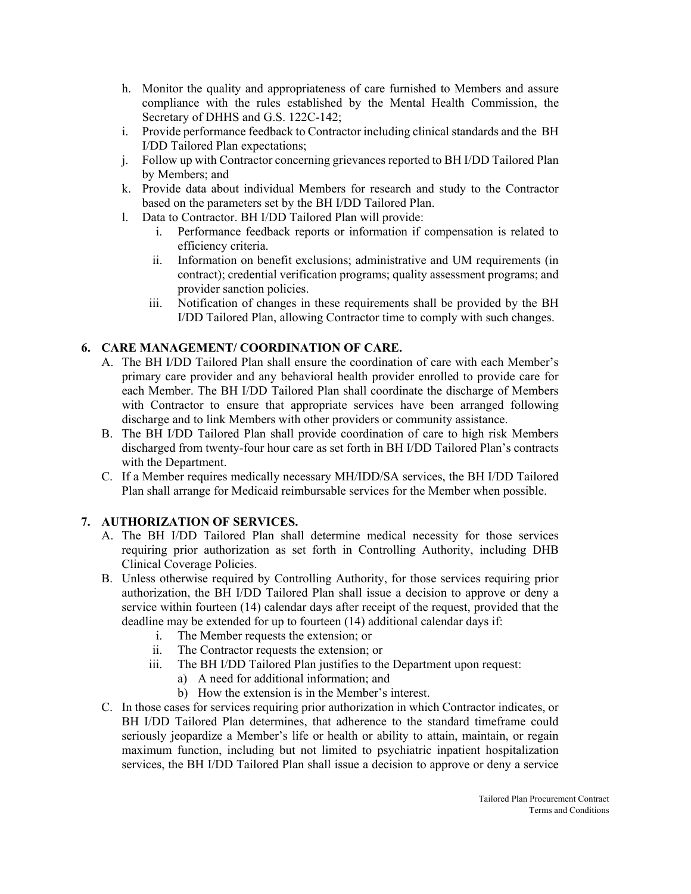h. Monitor the quality and appropriateness of care furnished to Members and assure compliance with the rules established by the Mental Health Commission, the Secretary of DHHS and G.S. 122C-142;
i. Provide performance feedback to Contractor including clinical standards and the BH I/DD Tailored Plan expectations;
j. Follow up with Contractor concerning grievances reported to BH I/DD Tailored Plan by Members; and
k. Provide data about individual Members for research and study to the Contractor based on the parameters set by the BH I/DD Tailored Plan.
l. Data to Contractor. BH I/DD Tailored Plan will provide:
    i. Performance feedback reports or information if compensation is related to efficiency criteria.
    ii. Information on benefit exclusions; administrative and UM requirements (in contract); credential verification programs; quality assessment programs; and provider sanction policies.
    iii. Notification of changes in these requirements shall be provided by the BH I/DD Tailored Plan, allowing Contractor time to comply with such changes.

## 6. CARE MANAGEMENT/ COORDINATION OF CARE.

A. The BH I/DD Tailored Plan shall ensure the coordination of care with each Member's primary care provider and any behavioral health provider enrolled to provide care for each Member. The BH I/DD Tailored Plan shall coordinate the discharge of Members with Contractor to ensure that appropriate services have been arranged following discharge and to link Members with other providers or community assistance.
B. The BH I/DD Tailored Plan shall provide coordination of care to high risk Members discharged from twenty-four hour care as set forth in BH I/DD Tailored Plan's contracts with the Department.
C. If a Member requires medically necessary MH/IDD/SA services, the BH I/DD Tailored Plan shall arrange for Medicaid reimbursable services for the Member when possible.

## 7. AUTHORIZATION OF SERVICES.

A. The BH I/DD Tailored Plan shall determine medical necessity for those services requiring prior authorization as set forth in Controlling Authority, including DHB Clinical Coverage Policies.
B. Unless otherwise required by Controlling Authority, for those services requiring prior authorization, the BH I/DD Tailored Plan shall issue a decision to approve or deny a service within fourteen (14) calendar days after receipt of the request, provided that the deadline may be extended for up to fourteen (14) additional calendar days if:
    i. The Member requests the extension; or
    ii. The Contractor requests the extension; or
    iii. The BH I/DD Tailored Plan justifies to the Department upon request:
        a) A need for additional information; and
        b) How the extension is in the Member's interest.
C. In those cases for services requiring prior authorization in which Contractor indicates, or BH I/DD Tailored Plan determines, that adherence to the standard timeframe could seriously jeopardize a Member's life or health or ability to attain, maintain, or regain maximum function, including but not limited to psychiatric inpatient hospitalization services, the BH I/DD Tailored Plan shall issue a decision to approve or deny a service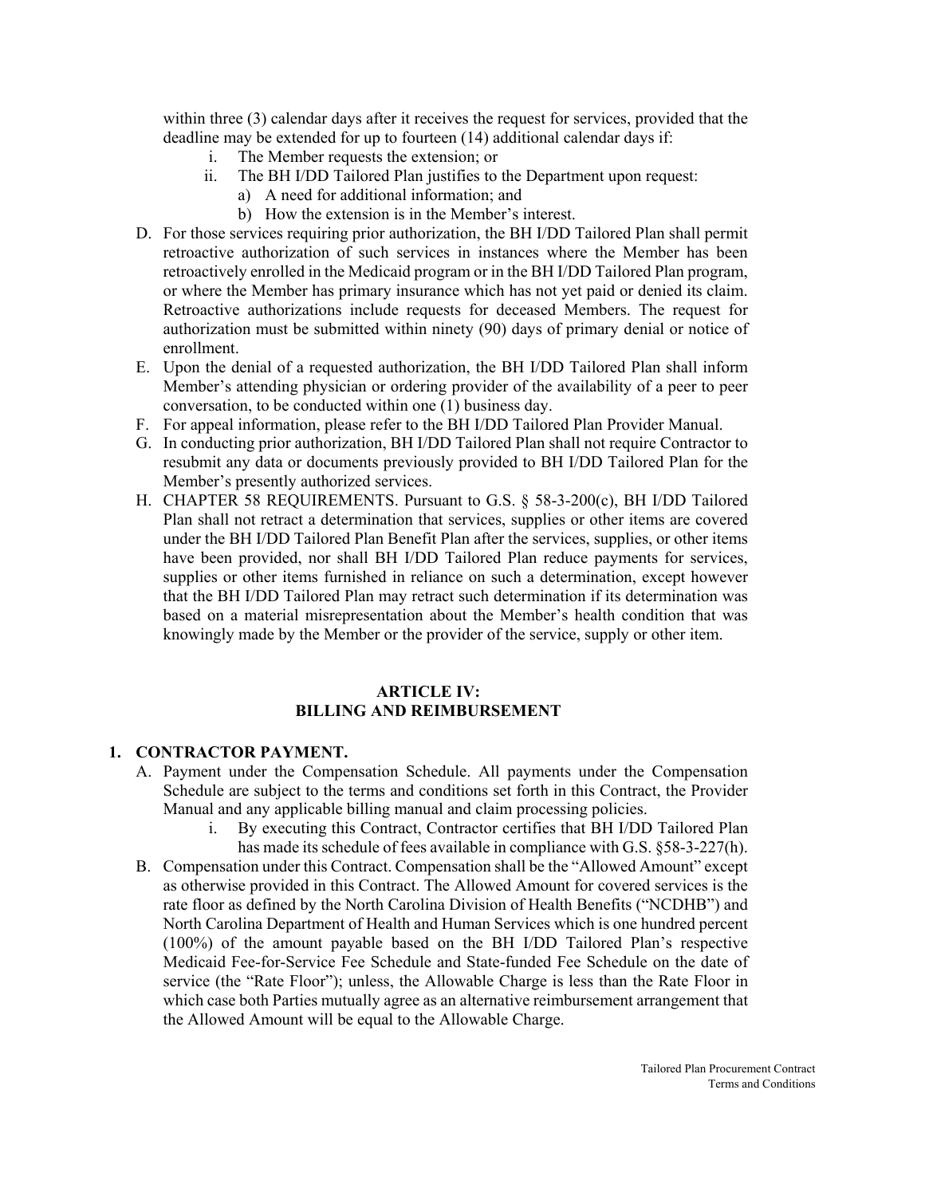within three (3) calendar days after it receives the request for services, provided that the deadline may be extended for up to fourteen (14) additional calendar days if:

i. The Member requests the extension; or
ii. The BH I/DD Tailored Plan justifies to the Department upon request:
   a) A need for additional information; and
   b) How the extension is in the Member's interest.

D. For those services requiring prior authorization, the BH I/DD Tailored Plan shall permit retroactive authorization of such services in instances where the Member has been retroactively enrolled in the Medicaid program or in the BH I/DD Tailored Plan program, or where the Member has primary insurance which has not yet paid or denied its claim. Retroactive authorizations include requests for deceased Members. The request for authorization must be submitted within ninety (90) days of primary denial or notice of enrollment.

E. Upon the denial of a requested authorization, the BH I/DD Tailored Plan shall inform Member's attending physician or ordering provider of the availability of a peer to peer conversation, to be conducted within one (1) business day.

F. For appeal information, please refer to the BH I/DD Tailored Plan Provider Manual.

G. In conducting prior authorization, BH I/DD Tailored Plan shall not require Contractor to resubmit any data or documents previously provided to BH I/DD Tailored Plan for the Member's presently authorized services.

H. CHAPTER 58 REQUIREMENTS. Pursuant to G.S. § 58-3-200(c), BH I/DD Tailored Plan shall not retract a determination that services, supplies or other items are covered under the BH I/DD Tailored Plan Benefit Plan after the services, supplies, or other items have been provided, nor shall BH I/DD Tailored Plan reduce payments for services, supplies or other items furnished in reliance on such a determination, except however that the BH I/DD Tailored Plan may retract such determination if its determination was based on a material misrepresentation about the Member's health condition that was knowingly made by the Member or the provider of the service, supply or other item.

## ARTICLE IV: BILLING AND REIMBURSEMENT

### 1. CONTRACTOR PAYMENT.

A. Payment under the Compensation Schedule. All payments under the Compensation Schedule are subject to the terms and conditions set forth in this Contract, the Provider Manual and any applicable billing manual and claim processing policies.

i. By executing this Contract, Contractor certifies that BH I/DD Tailored Plan has made its schedule of fees available in compliance with G.S. §58-3-227(h).

B. Compensation under this Contract. Compensation shall be the "Allowed Amount" except as otherwise provided in this Contract. The Allowed Amount for covered services is the rate floor as defined by the North Carolina Division of Health Benefits ("NCDHB") and North Carolina Department of Health and Human Services which is one hundred percent (100%) of the amount payable based on the BH I/DD Tailored Plan's respective Medicaid Fee-for-Service Fee Schedule and State-funded Fee Schedule on the date of service (the "Rate Floor"); unless, the Allowable Charge is less than the Rate Floor in which case both Parties mutually agree as an alternative reimbursement arrangement that the Allowed Amount will be equal to the Allowable Charge.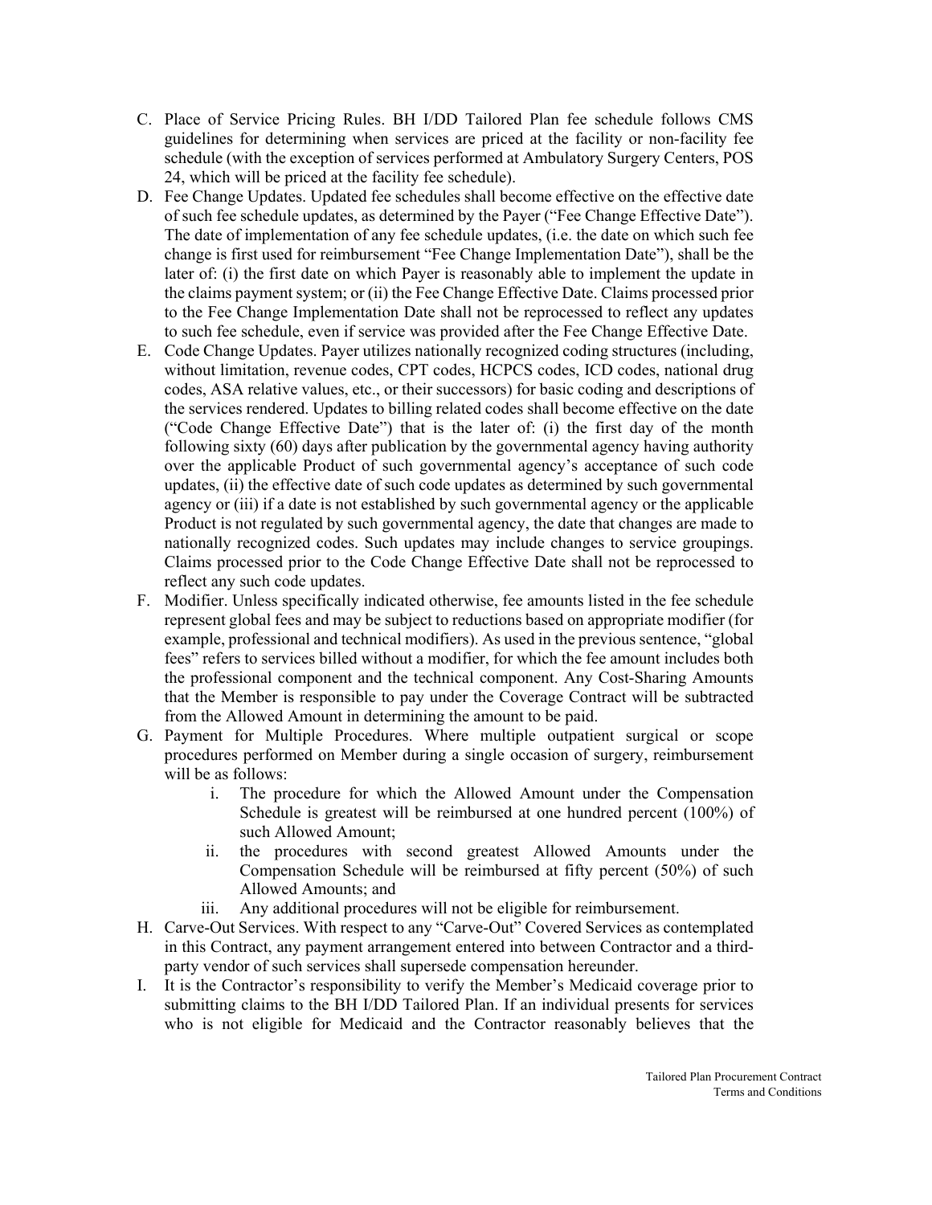C. Place of Service Pricing Rules. BH I/DD Tailored Plan fee schedule follows CMS guidelines for determining when services are priced at the facility or non-facility fee schedule (with the exception of services performed at Ambulatory Surgery Centers, POS 24, which will be priced at the facility fee schedule).

D. Fee Change Updates. Updated fee schedules shall become effective on the effective date of such fee schedule updates, as determined by the Payer ("Fee Change Effective Date"). The date of implementation of any fee schedule updates, (i.e. the date on which such fee change is first used for reimbursement "Fee Change Implementation Date"), shall be the later of: (i) the first date on which Payer is reasonably able to implement the update in the claims payment system; or (ii) the Fee Change Effective Date. Claims processed prior to the Fee Change Implementation Date shall not be reprocessed to reflect any updates to such fee schedule, even if service was provided after the Fee Change Effective Date.

E. Code Change Updates. Payer utilizes nationally recognized coding structures (including, without limitation, revenue codes, CPT codes, HCPCS codes, ICD codes, national drug codes, ASA relative values, etc., or their successors) for basic coding and descriptions of the services rendered. Updates to billing related codes shall become effective on the date ("Code Change Effective Date") that is the later of: (i) the first day of the month following sixty (60) days after publication by the governmental agency having authority over the applicable Product of such governmental agency's acceptance of such code updates, (ii) the effective date of such code updates as determined by such governmental agency or (iii) if a date is not established by such governmental agency or the applicable Product is not regulated by such governmental agency, the date that changes are made to nationally recognized codes. Such updates may include changes to service groupings. Claims processed prior to the Code Change Effective Date shall not be reprocessed to reflect any such code updates.

F. Modifier. Unless specifically indicated otherwise, fee amounts listed in the fee schedule represent global fees and may be subject to reductions based on appropriate modifier (for example, professional and technical modifiers). As used in the previous sentence, "global fees" refers to services billed without a modifier, for which the fee amount includes both the professional component and the technical component. Any Cost-Sharing Amounts that the Member is responsible to pay under the Coverage Contract will be subtracted from the Allowed Amount in determining the amount to be paid.

G. Payment for Multiple Procedures. Where multiple outpatient surgical or scope procedures performed on Member during a single occasion of surgery, reimbursement will be as follows:

   i. The procedure for which the Allowed Amount under the Compensation Schedule is greatest will be reimbursed at one hundred percent (100%) of such Allowed Amount;

   ii. the procedures with second greatest Allowed Amounts under the Compensation Schedule will be reimbursed at fifty percent (50%) of such Allowed Amounts; and

   iii. Any additional procedures will not be eligible for reimbursement.

H. Carve-Out Services. With respect to any "Carve-Out" Covered Services as contemplated in this Contract, any payment arrangement entered into between Contractor and a third-party vendor of such services shall supersede compensation hereunder.

I. It is the Contractor's responsibility to verify the Member's Medicaid coverage prior to submitting claims to the BH I/DD Tailored Plan. If an individual presents for services who is not eligible for Medicaid and the Contractor reasonably believes that the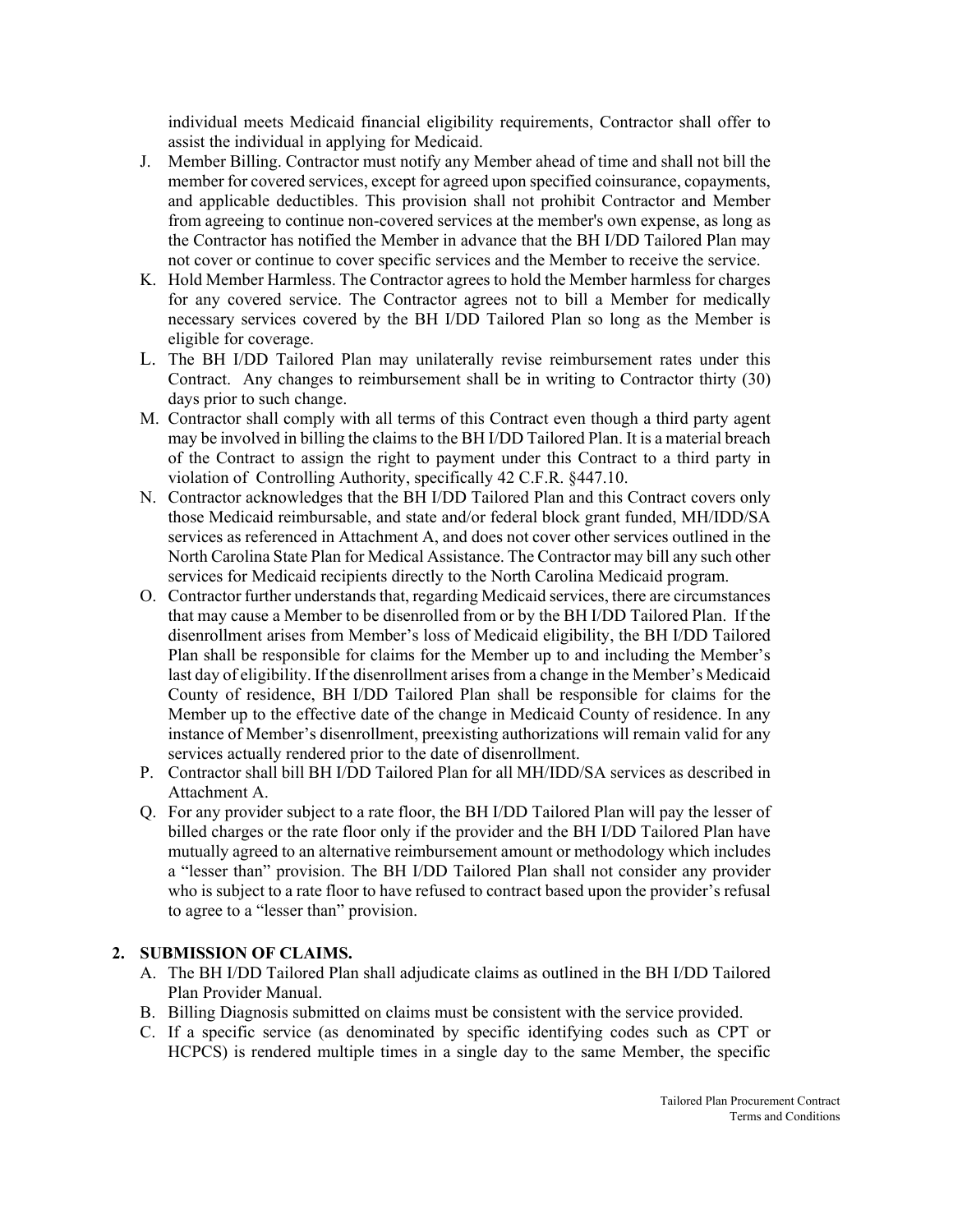individual meets Medicaid financial eligibility requirements, Contractor shall offer to assist the individual in applying for Medicaid.

J. Member Billing. Contractor must notify any Member ahead of time and shall not bill the member for covered services, except for agreed upon specified coinsurance, copayments, and applicable deductibles. This provision shall not prohibit Contractor and Member from agreeing to continue non-covered services at the member's own expense, as long as the Contractor has notified the Member in advance that the BH I/DD Tailored Plan may not cover or continue to cover specific services and the Member to receive the service.
K. Hold Member Harmless. The Contractor agrees to hold the Member harmless for charges for any covered service. The Contractor agrees not to bill a Member for medically necessary services covered by the BH I/DD Tailored Plan so long as the Member is eligible for coverage.
L. The BH I/DD Tailored Plan may unilaterally revise reimbursement rates under this Contract. Any changes to reimbursement shall be in writing to Contractor thirty (30) days prior to such change.
M. Contractor shall comply with all terms of this Contract even though a third party agent may be involved in billing the claims to the BH I/DD Tailored Plan. It is a material breach of the Contract to assign the right to payment under this Contract to a third party in violation of Controlling Authority, specifically 42 C.F.R. §447.10.
N. Contractor acknowledges that the BH I/DD Tailored Plan and this Contract covers only those Medicaid reimbursable, and state and/or federal block grant funded, MH/IDD/SA services as referenced in Attachment A, and does not cover other services outlined in the North Carolina State Plan for Medical Assistance. The Contractor may bill any such other services for Medicaid recipients directly to the North Carolina Medicaid program.
O. Contractor further understands that, regarding Medicaid services, there are circumstances that may cause a Member to be disenrolled from or by the BH I/DD Tailored Plan. If the disenrollment arises from Member's loss of Medicaid eligibility, the BH I/DD Tailored Plan shall be responsible for claims for the Member up to and including the Member's last day of eligibility. If the disenrollment arises from a change in the Member's Medicaid County of residence, BH I/DD Tailored Plan shall be responsible for claims for the Member up to the effective date of the change in Medicaid County of residence. In any instance of Member's disenrollment, preexisting authorizations will remain valid for any services actually rendered prior to the date of disenrollment.
P. Contractor shall bill BH I/DD Tailored Plan for all MH/IDD/SA services as described in Attachment A.
Q. For any provider subject to a rate floor, the BH I/DD Tailored Plan will pay the lesser of billed charges or the rate floor only if the provider and the BH I/DD Tailored Plan have mutually agreed to an alternative reimbursement amount or methodology which includes a "lesser than" provision. The BH I/DD Tailored Plan shall not consider any provider who is subject to a rate floor to have refused to contract based upon the provider's refusal to agree to a "lesser than" provision.

**2. SUBMISSION OF CLAIMS.**

A. The BH I/DD Tailored Plan shall adjudicate claims as outlined in the BH I/DD Tailored Plan Provider Manual.
B. Billing Diagnosis submitted on claims must be consistent with the service provided.
C. If a specific service (as denominated by specific identifying codes such as CPT or HCPCS) is rendered multiple times in a single day to the same Member, the specific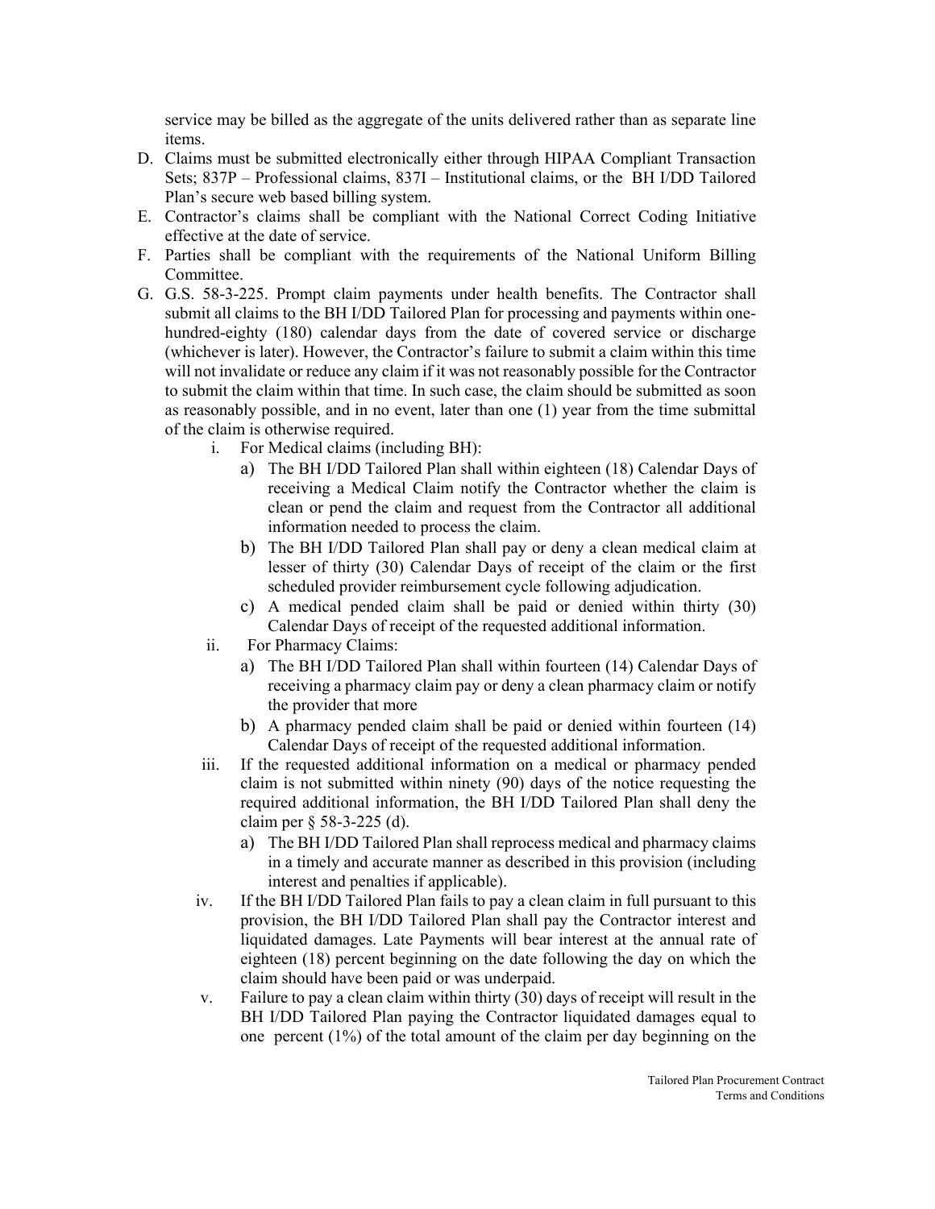service may be billed as the aggregate of the units delivered rather than as separate line items.

D. Claims must be submitted electronically either through HIPAA Compliant Transaction Sets; 837P – Professional claims, 837I – Institutional claims, or the BH I/DD Tailored Plan's secure web based billing system.

E. Contractor's claims shall be compliant with the National Correct Coding Initiative effective at the date of service.

F. Parties shall be compliant with the requirements of the National Uniform Billing Committee.

G. G.S. 58-3-225. Prompt claim payments under health benefits. The Contractor shall submit all claims to the BH I/DD Tailored Plan for processing and payments within one-hundred-eighty (180) calendar days from the date of covered service or discharge (whichever is later). However, the Contractor's failure to submit a claim within this time will not invalidate or reduce any claim if it was not reasonably possible for the Contractor to submit the claim within that time. In such case, the claim should be submitted as soon as reasonably possible, and in no event, later than one (1) year from the time submittal of the claim is otherwise required.

   i. For Medical claims (including BH):

      a) The BH I/DD Tailored Plan shall within eighteen (18) Calendar Days of receiving a Medical Claim notify the Contractor whether the claim is clean or pend the claim and request from the Contractor all additional information needed to process the claim.

      b) The BH I/DD Tailored Plan shall pay or deny a clean medical claim at lesser of thirty (30) Calendar Days of receipt of the claim or the first scheduled provider reimbursement cycle following adjudication.

      c) A medical pended claim shall be paid or denied within thirty (30) Calendar Days of receipt of the requested additional information.

   ii. For Pharmacy Claims:

      a) The BH I/DD Tailored Plan shall within fourteen (14) Calendar Days of receiving a pharmacy claim pay or deny a clean pharmacy claim or notify the provider that more

      b) A pharmacy pended claim shall be paid or denied within fourteen (14) Calendar Days of receipt of the requested additional information.

   iii. If the requested additional information on a medical or pharmacy pended claim is not submitted within ninety (90) days of the notice requesting the required additional information, the BH I/DD Tailored Plan shall deny the claim per § 58-3-225 (d).

      a) The BH I/DD Tailored Plan shall reprocess medical and pharmacy claims in a timely and accurate manner as described in this provision (including interest and penalties if applicable).

   iv. If the BH I/DD Tailored Plan fails to pay a clean claim in full pursuant to this provision, the BH I/DD Tailored Plan shall pay the Contractor interest and liquidated damages. Late Payments will bear interest at the annual rate of eighteen (18) percent beginning on the date following the day on which the claim should have been paid or was underpaid.

   v. Failure to pay a clean claim within thirty (30) days of receipt will result in the BH I/DD Tailored Plan paying the Contractor liquidated damages equal to one percent (1%) of the total amount of the claim per day beginning on the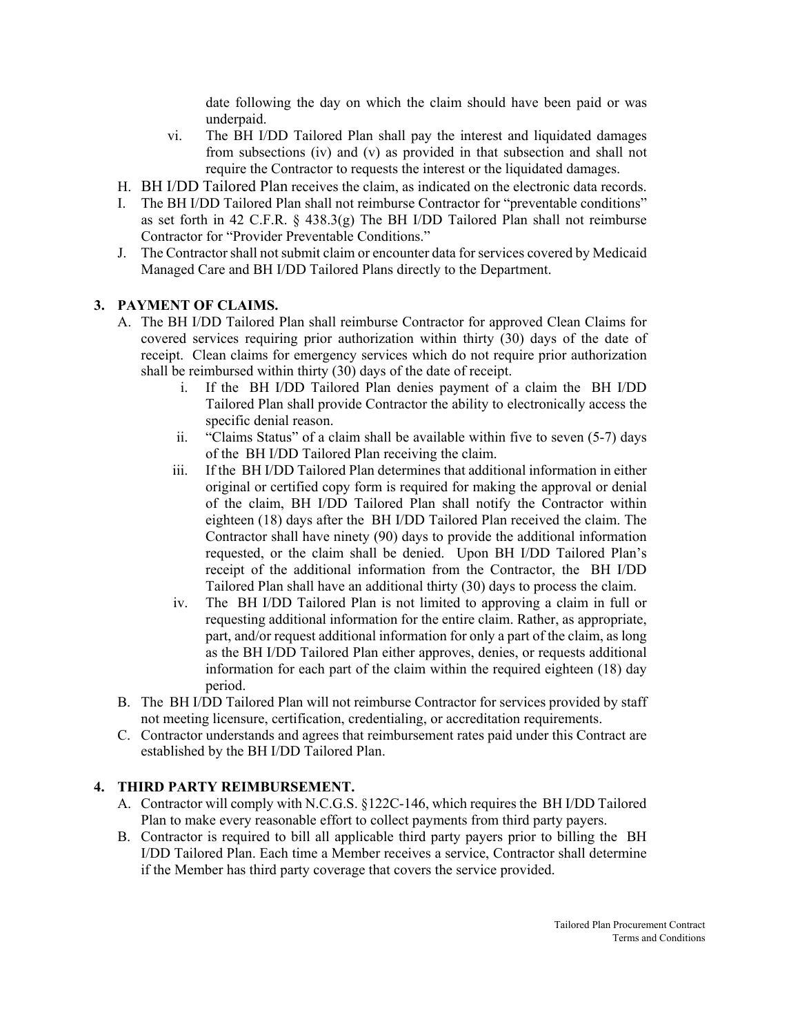date following the day on which the claim should have been paid or was underpaid.

vi. The BH I/DD Tailored Plan shall pay the interest and liquidated damages from subsections (iv) and (v) as provided in that subsection and shall not require the Contractor to requests the interest or the liquidated damages.

H. BH I/DD Tailored Plan receives the claim, as indicated on the electronic data records.

I. The BH I/DD Tailored Plan shall not reimburse Contractor for "preventable conditions" as set forth in 42 C.F.R. § 438.3(g) The BH I/DD Tailored Plan shall not reimburse Contractor for "Provider Preventable Conditions."

J. The Contractor shall not submit claim or encounter data for services covered by Medicaid Managed Care and BH I/DD Tailored Plans directly to the Department.

**3. PAYMENT OF CLAIMS.**

A. The BH I/DD Tailored Plan shall reimburse Contractor for approved Clean Claims for covered services requiring prior authorization within thirty (30) days of the date of receipt. Clean claims for emergency services which do not require prior authorization shall be reimbursed within thirty (30) days of the date of receipt.

  i. If the BH I/DD Tailored Plan denies payment of a claim the BH I/DD Tailored Plan shall provide Contractor the ability to electronically access the specific denial reason.

  ii. "Claims Status" of a claim shall be available within five to seven (5-7) days of the BH I/DD Tailored Plan receiving the claim.

  iii. If the BH I/DD Tailored Plan determines that additional information in either original or certified copy form is required for making the approval or denial of the claim, BH I/DD Tailored Plan shall notify the Contractor within eighteen (18) days after the BH I/DD Tailored Plan received the claim. The Contractor shall have ninety (90) days to provide the additional information requested, or the claim shall be denied. Upon BH I/DD Tailored Plan's receipt of the additional information from the Contractor, the BH I/DD Tailored Plan shall have an additional thirty (30) days to process the claim.

  iv. The BH I/DD Tailored Plan is not limited to approving a claim in full or requesting additional information for the entire claim. Rather, as appropriate, part, and/or request additional information for only a part of the claim, as long as the BH I/DD Tailored Plan either approves, denies, or requests additional information for each part of the claim within the required eighteen (18) day period.

B. The BH I/DD Tailored Plan will not reimburse Contractor for services provided by staff not meeting licensure, certification, credentialing, or accreditation requirements.

C. Contractor understands and agrees that reimbursement rates paid under this Contract are established by the BH I/DD Tailored Plan.

**4. THIRD PARTY REIMBURSEMENT.**

A. Contractor will comply with N.C.G.S. §122C-146, which requires the BH I/DD Tailored Plan to make every reasonable effort to collect payments from third party payers.

B. Contractor is required to bill all applicable third party payers prior to billing the BH I/DD Tailored Plan. Each time a Member receives a service, Contractor shall determine if the Member has third party coverage that covers the service provided.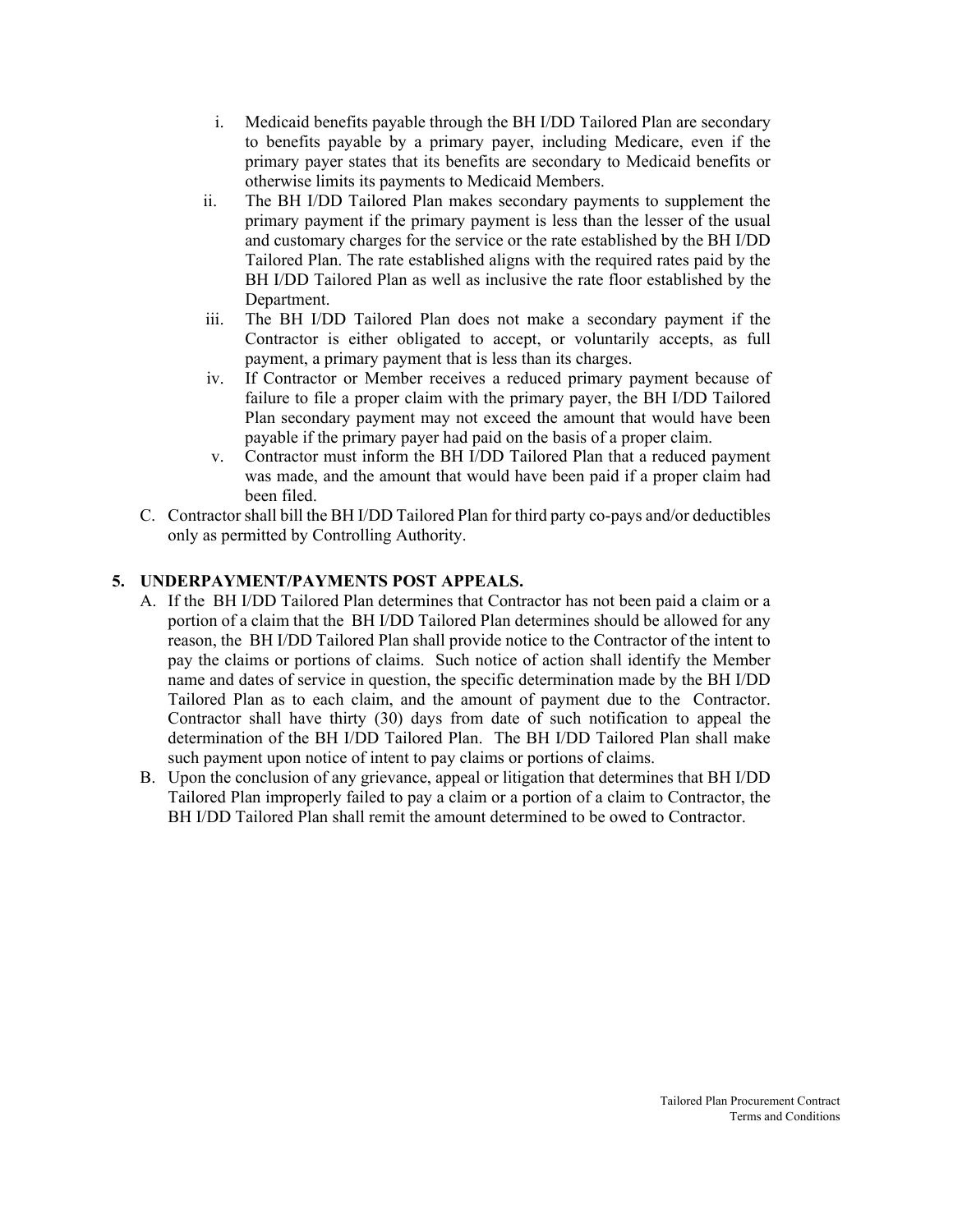i. Medicaid benefits payable through the BH I/DD Tailored Plan are secondary to benefits payable by a primary payer, including Medicare, even if the primary payer states that its benefits are secondary to Medicaid benefits or otherwise limits its payments to Medicaid Members.

ii. The BH I/DD Tailored Plan makes secondary payments to supplement the primary payment if the primary payment is less than the lesser of the usual and customary charges for the service or the rate established by the BH I/DD Tailored Plan. The rate established aligns with the required rates paid by the BH I/DD Tailored Plan as well as inclusive the rate floor established by the Department.

iii. The BH I/DD Tailored Plan does not make a secondary payment if the Contractor is either obligated to accept, or voluntarily accepts, as full payment, a primary payment that is less than its charges.

iv. If Contractor or Member receives a reduced primary payment because of failure to file a proper claim with the primary payer, the BH I/DD Tailored Plan secondary payment may not exceed the amount that would have been payable if the primary payer had paid on the basis of a proper claim.

v. Contractor must inform the BH I/DD Tailored Plan that a reduced payment was made, and the amount that would have been paid if a proper claim had been filed.

C. Contractor shall bill the BH I/DD Tailored Plan for third party co-pays and/or deductibles only as permitted by Controlling Authority.

**5. UNDERPAYMENT/PAYMENTS POST APPEALS.**

A. If the BH I/DD Tailored Plan determines that Contractor has not been paid a claim or a portion of a claim that the BH I/DD Tailored Plan determines should be allowed for any reason, the BH I/DD Tailored Plan shall provide notice to the Contractor of the intent to pay the claims or portions of claims. Such notice of action shall identify the Member name and dates of service in question, the specific determination made by the BH I/DD Tailored Plan as to each claim, and the amount of payment due to the Contractor. Contractor shall have thirty (30) days from date of such notification to appeal the determination of the BH I/DD Tailored Plan. The BH I/DD Tailored Plan shall make such payment upon notice of intent to pay claims or portions of claims.

B. Upon the conclusion of any grievance, appeal or litigation that determines that BH I/DD Tailored Plan improperly failed to pay a claim or a portion of a claim to Contractor, the BH I/DD Tailored Plan shall remit the amount determined to be owed to Contractor.